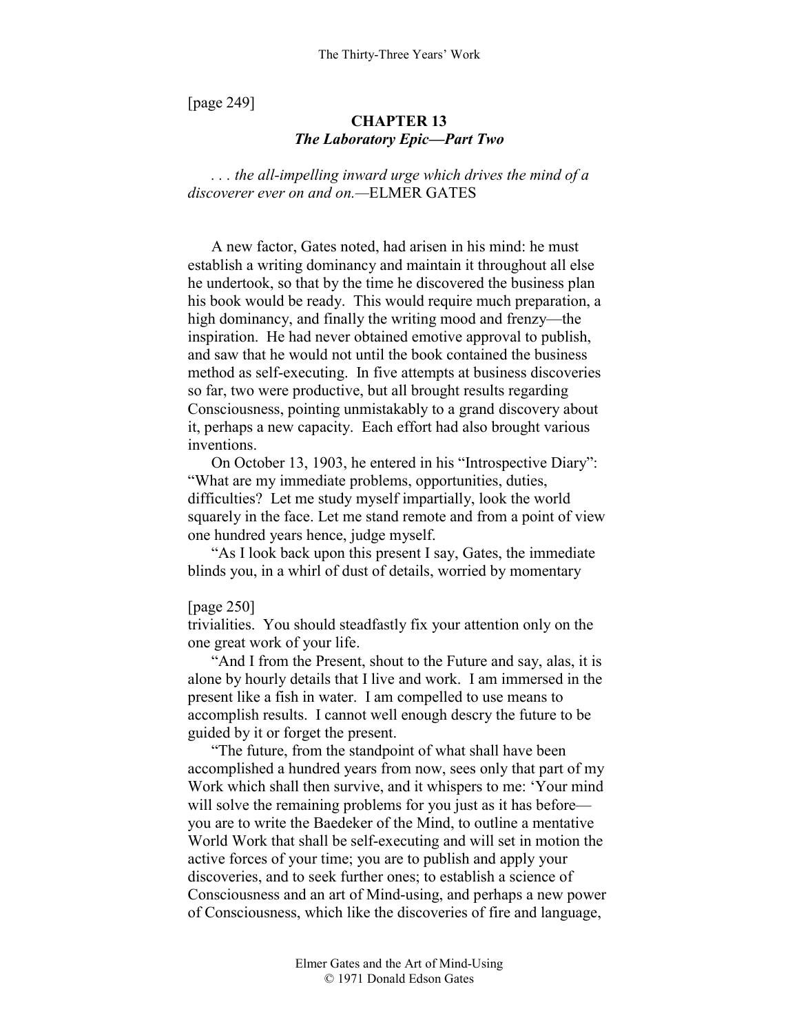[page 249]

## CHAPTER 13
### *The Laboratory Epic—Part Two*

*. . . the all-impelling inward urge which drives the mind of a discoverer ever on and on.*—ELMER GATES

A new factor, Gates noted, had arisen in his mind: he must establish a writing dominancy and maintain it throughout all else he undertook, so that by the time he discovered the business plan his book would be ready. This would require much preparation, a high dominancy, and finally the writing mood and frenzy—the inspiration. He had never obtained emotive approval to publish, and saw that he would not until the book contained the business method as self-executing. In five attempts at business discoveries so far, two were productive, but all brought results regarding Consciousness, pointing unmistakably to a grand discovery about it, perhaps a new capacity. Each effort had also brought various inventions.

On October 13, 1903, he entered in his "Introspective Diary": "What are my immediate problems, opportunities, duties, difficulties? Let me study myself impartially, look the world squarely in the face. Let me stand remote and from a point of view one hundred years hence, judge myself.

"As I look back upon this present I say, Gates, the immediate blinds you, in a whirl of dust of details, worried by momentary

[page 250]

trivialities. You should steadfastly fix your attention only on the one great work of your life.

"And I from the Present, shout to the Future and say, alas, it is alone by hourly details that I live and work. I am immersed in the present like a fish in water. I am compelled to use means to accomplish results. I cannot well enough descry the future to be guided by it or forget the present.

"The future, from the standpoint of what shall have been accomplished a hundred years from now, sees only that part of my Work which shall then survive, and it whispers to me: 'Your mind will solve the remaining problems for you just as it has before—you are to write the Baedeker of the Mind, to outline a mentative World Work that shall be self-executing and will set in motion the active forces of your time; you are to publish and apply your discoveries, and to seek further ones; to establish a science of Consciousness and an art of Mind-using, and perhaps a new power of Consciousness, which like the discoveries of fire and language,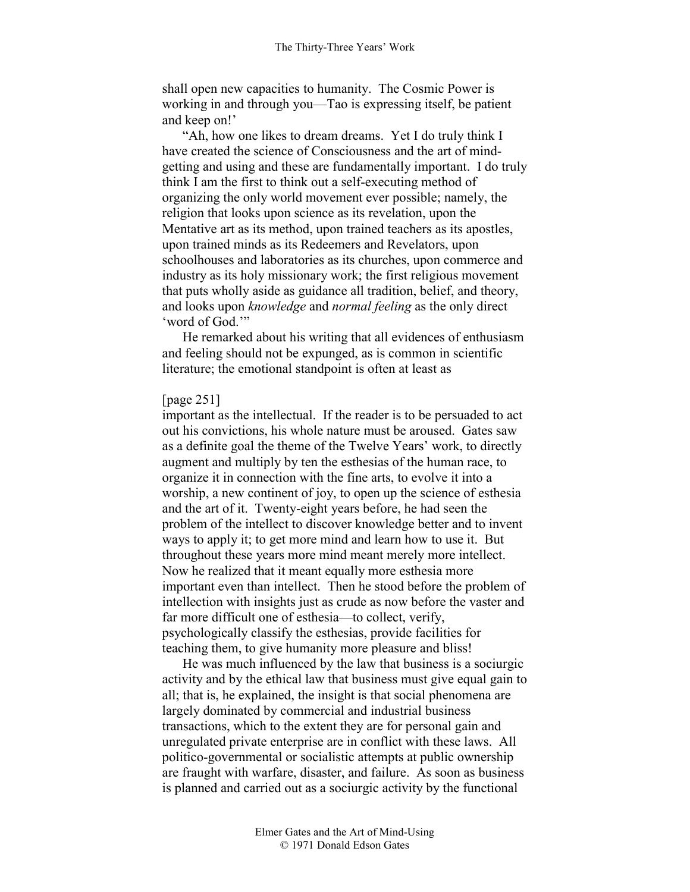shall open new capacities to humanity. The Cosmic Power is working in and through you—Tao is expressing itself, be patient and keep on!'

"Ah, how one likes to dream dreams. Yet I do truly think I have created the science of Consciousness and the art of mind-getting and using and these are fundamentally important. I do truly think I am the first to think out a self-executing method of organizing the only world movement ever possible; namely, the religion that looks upon science as its revelation, upon the Mentative art as its method, upon trained teachers as its apostles, upon trained minds as its Redeemers and Revelators, upon schoolhouses and laboratories as its churches, upon commerce and industry as its holy missionary work; the first religious movement that puts wholly aside as guidance all tradition, belief, and theory, and looks upon *knowledge* and *normal feeling* as the only direct 'word of God.'"

He remarked about his writing that all evidences of enthusiasm and feeling should not be expunged, as is common in scientific literature; the emotional standpoint is often at least as

[page 251]
important as the intellectual. If the reader is to be persuaded to act out his convictions, his whole nature must be aroused. Gates saw as a definite goal the theme of the Twelve Years' work, to directly augment and multiply by ten the esthesias of the human race, to organize it in connection with the fine arts, to evolve it into a worship, a new continent of joy, to open up the science of esthesia and the art of it. Twenty-eight years before, he had seen the problem of the intellect to discover knowledge better and to invent ways to apply it; to get more mind and learn how to use it. But throughout these years more mind meant merely more intellect. Now he realized that it meant equally more esthesia more important even than intellect. Then he stood before the problem of intellection with insights just as crude as now before the vaster and far more difficult one of esthesia—to collect, verify, psychologically classify the esthesias, provide facilities for teaching them, to give humanity more pleasure and bliss!

He was much influenced by the law that business is a sociurgic activity and by the ethical law that business must give equal gain to all; that is, he explained, the insight is that social phenomena are largely dominated by commercial and industrial business transactions, which to the extent they are for personal gain and unregulated private enterprise are in conflict with these laws. All politico-governmental or socialistic attempts at public ownership are fraught with warfare, disaster, and failure. As soon as business is planned and carried out as a sociurgic activity by the functional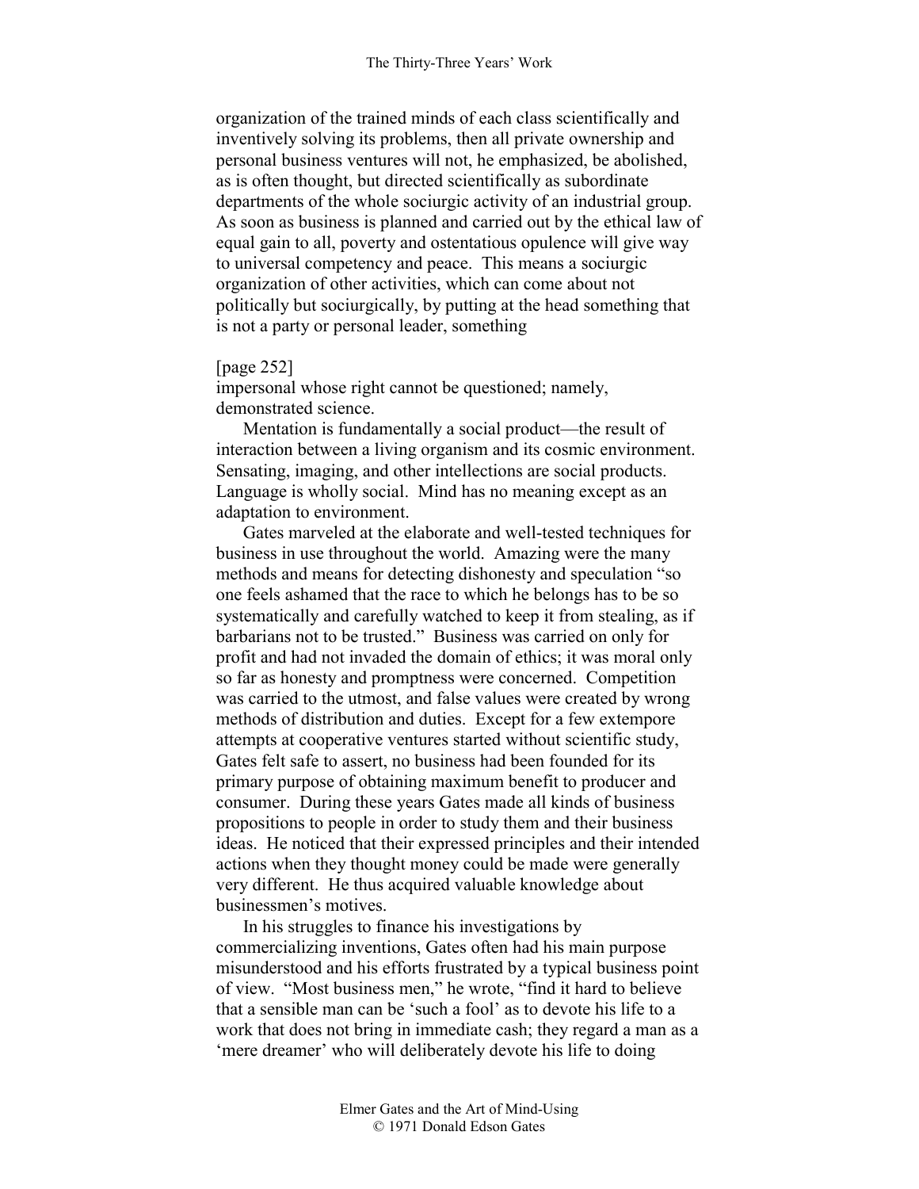organization of the trained minds of each class scientifically and inventively solving its problems, then all private ownership and personal business ventures will not, he emphasized, be abolished, as is often thought, but directed scientifically as subordinate departments of the whole sociurgic activity of an industrial group. As soon as business is planned and carried out by the ethical law of equal gain to all, poverty and ostentatious opulence will give way to universal competency and peace. This means a sociurgic organization of other activities, which can come about not politically but sociurgically, by putting at the head something that is not a party or personal leader, something

[page 252]
impersonal whose right cannot be questioned; namely, demonstrated science.

Mentation is fundamentally a social product—the result of interaction between a living organism and its cosmic environment. Sensating, imaging, and other intellections are social products. Language is wholly social. Mind has no meaning except as an adaptation to environment.

Gates marveled at the elaborate and well-tested techniques for business in use throughout the world. Amazing were the many methods and means for detecting dishonesty and speculation "so one feels ashamed that the race to which he belongs has to be so systematically and carefully watched to keep it from stealing, as if barbarians not to be trusted." Business was carried on only for profit and had not invaded the domain of ethics; it was moral only so far as honesty and promptness were concerned. Competition was carried to the utmost, and false values were created by wrong methods of distribution and duties. Except for a few extempore attempts at cooperative ventures started without scientific study, Gates felt safe to assert, no business had been founded for its primary purpose of obtaining maximum benefit to producer and consumer. During these years Gates made all kinds of business propositions to people in order to study them and their business ideas. He noticed that their expressed principles and their intended actions when they thought money could be made were generally very different. He thus acquired valuable knowledge about businessmen's motives.

In his struggles to finance his investigations by commercializing inventions, Gates often had his main purpose misunderstood and his efforts frustrated by a typical business point of view. "Most business men," he wrote, "find it hard to believe that a sensible man can be 'such a fool' as to devote his life to a work that does not bring in immediate cash; they regard a man as a 'mere dreamer' who will deliberately devote his life to doing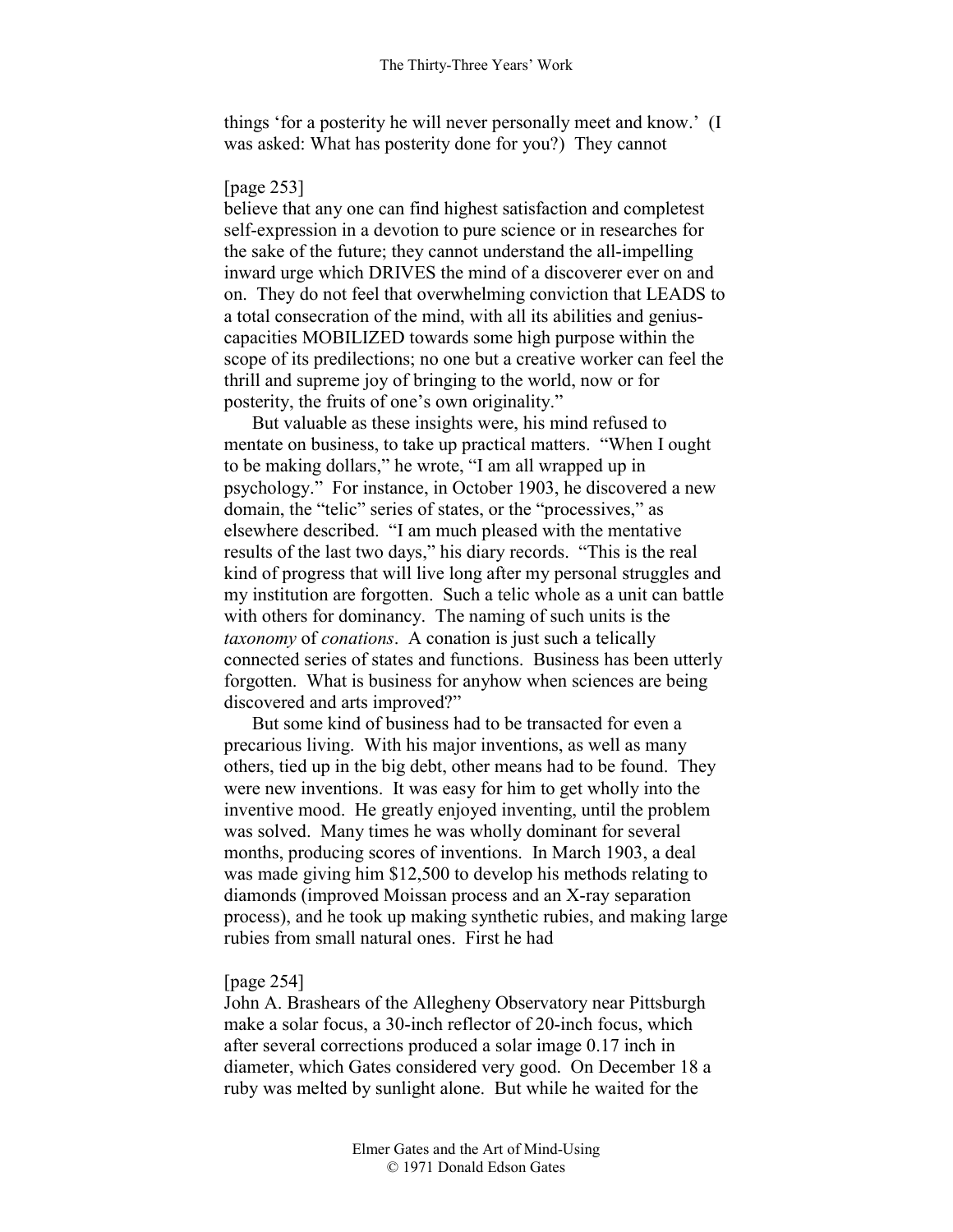things 'for a posterity he will never personally meet and know.' (I was asked: What has posterity done for you?) They cannot

[page 253]
believe that any one can find highest satisfaction and completest self-expression in a devotion to pure science or in researches for the sake of the future; they cannot understand the all-impelling inward urge which DRIVES the mind of a discoverer ever on and on. They do not feel that overwhelming conviction that LEADS to a total consecration of the mind, with all its abilities and genius-capacities MOBILIZED towards some high purpose within the scope of its predilections; no one but a creative worker can feel the thrill and supreme joy of bringing to the world, now or for posterity, the fruits of one's own originality."

But valuable as these insights were, his mind refused to mentate on business, to take up practical matters. "When I ought to be making dollars," he wrote, "I am all wrapped up in psychology." For instance, in October 1903, he discovered a new domain, the "telic" series of states, or the "processives," as elsewhere described. "I am much pleased with the mentative results of the last two days," his diary records. "This is the real kind of progress that will live long after my personal struggles and my institution are forgotten. Such a telic whole as a unit can battle with others for dominancy. The naming of such units is the *taxonomy* of *conations*. A conation is just such a telically connected series of states and functions. Business has been utterly forgotten. What is business for anyhow when sciences are being discovered and arts improved?"

But some kind of business had to be transacted for even a precarious living. With his major inventions, as well as many others, tied up in the big debt, other means had to be found. They were new inventions. It was easy for him to get wholly into the inventive mood. He greatly enjoyed inventing, until the problem was solved. Many times he was wholly dominant for several months, producing scores of inventions. In March 1903, a deal was made giving him $12,500 to develop his methods relating to diamonds (improved Moissan process and an X-ray separation process), and he took up making synthetic rubies, and making large rubies from small natural ones. First he had

[page 254]
John A. Brashears of the Allegheny Observatory near Pittsburgh make a solar focus, a 30-inch reflector of 20-inch focus, which after several corrections produced a solar image 0.17 inch in diameter, which Gates considered very good. On December 18 a ruby was melted by sunlight alone. But while he waited for the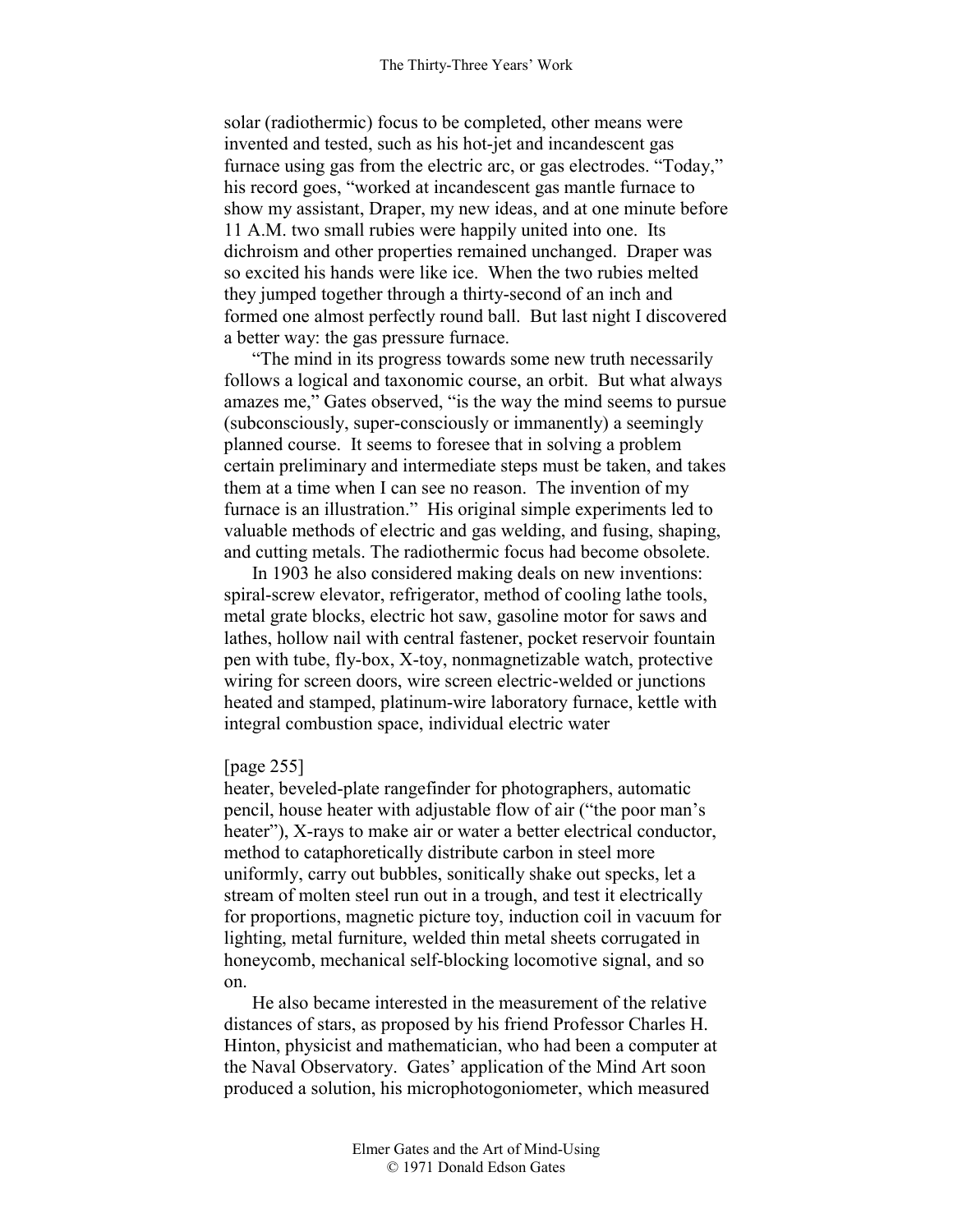solar (radiothermic) focus to be completed, other means were invented and tested, such as his hot-jet and incandescent gas furnace using gas from the electric arc, or gas electrodes. "Today," his record goes, "worked at incandescent gas mantle furnace to show my assistant, Draper, my new ideas, and at one minute before 11 A.M. two small rubies were happily united into one. Its dichroism and other properties remained unchanged. Draper was so excited his hands were like ice. When the two rubies melted they jumped together through a thirty-second of an inch and formed one almost perfectly round ball. But last night I discovered a better way: the gas pressure furnace.

"The mind in its progress towards some new truth necessarily follows a logical and taxonomic course, an orbit. But what always amazes me," Gates observed, "is the way the mind seems to pursue (subconsciously, super-consciously or immanently) a seemingly planned course. It seems to foresee that in solving a problem certain preliminary and intermediate steps must be taken, and takes them at a time when I can see no reason. The invention of my furnace is an illustration." His original simple experiments led to valuable methods of electric and gas welding, and fusing, shaping, and cutting metals. The radiothermic focus had become obsolete.

In 1903 he also considered making deals on new inventions: spiral-screw elevator, refrigerator, method of cooling lathe tools, metal grate blocks, electric hot saw, gasoline motor for saws and lathes, hollow nail with central fastener, pocket reservoir fountain pen with tube, fly-box, X-toy, nonmagnetizable watch, protective wiring for screen doors, wire screen electric-welded or junctions heated and stamped, platinum-wire laboratory furnace, kettle with integral combustion space, individual electric water

[page 255]

heater, beveled-plate rangefinder for photographers, automatic pencil, house heater with adjustable flow of air ("the poor man's heater"), X-rays to make air or water a better electrical conductor, method to cataphoretically distribute carbon in steel more uniformly, carry out bubbles, sonitically shake out specks, let a stream of molten steel run out in a trough, and test it electrically for proportions, magnetic picture toy, induction coil in vacuum for lighting, metal furniture, welded thin metal sheets corrugated in honeycomb, mechanical self-blocking locomotive signal, and so on.

He also became interested in the measurement of the relative distances of stars, as proposed by his friend Professor Charles H. Hinton, physicist and mathematician, who had been a computer at the Naval Observatory. Gates' application of the Mind Art soon produced a solution, his microphotogoniometer, which measured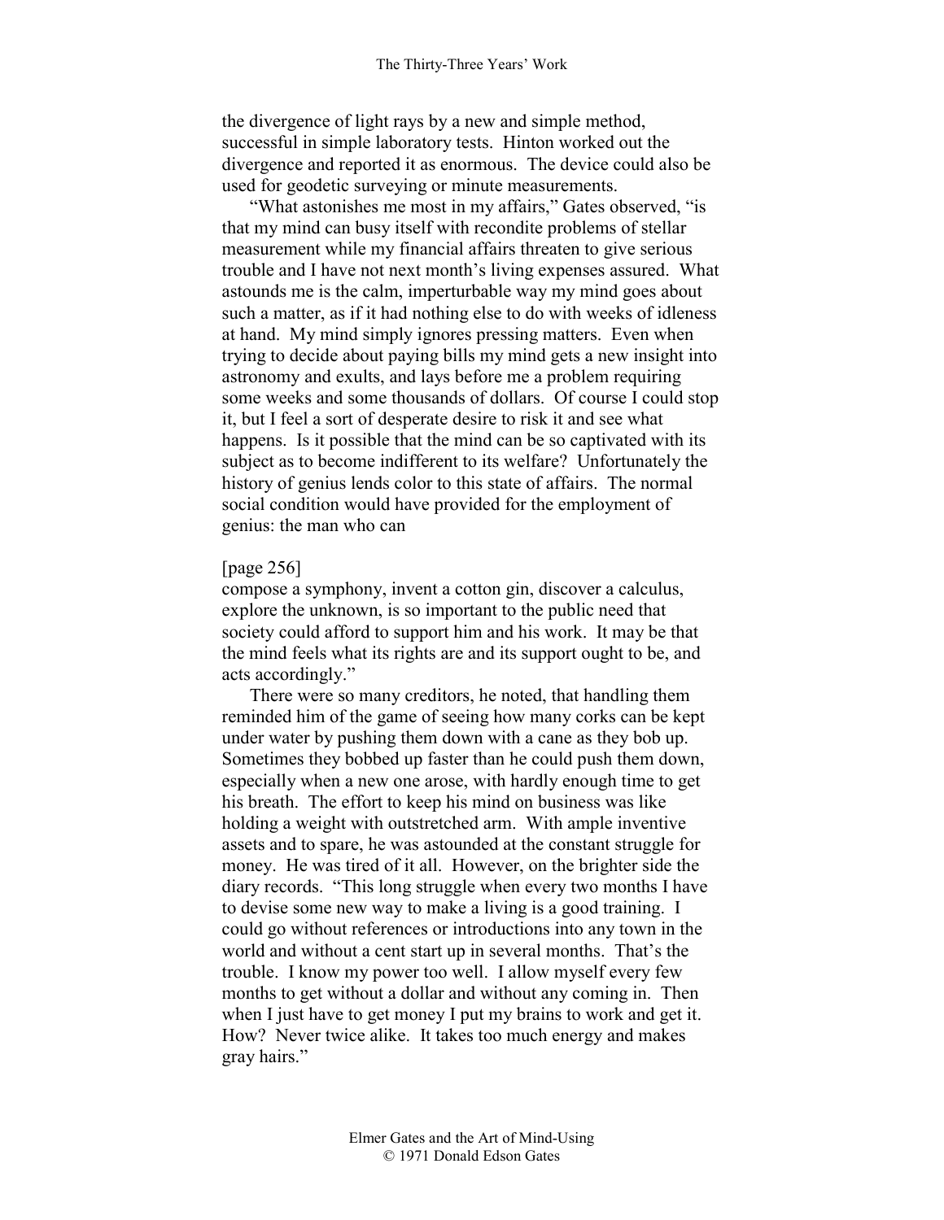the divergence of light rays by a new and simple method, successful in simple laboratory tests. Hinton worked out the divergence and reported it as enormous. The device could also be used for geodetic surveying or minute measurements.

"What astonishes me most in my affairs," Gates observed, "is that my mind can busy itself with recondite problems of stellar measurement while my financial affairs threaten to give serious trouble and I have not next month's living expenses assured. What astounds me is the calm, imperturbable way my mind goes about such a matter, as if it had nothing else to do with weeks of idleness at hand. My mind simply ignores pressing matters. Even when trying to decide about paying bills my mind gets a new insight into astronomy and exults, and lays before me a problem requiring some weeks and some thousands of dollars. Of course I could stop it, but I feel a sort of desperate desire to risk it and see what happens. Is it possible that the mind can be so captivated with its subject as to become indifferent to its welfare? Unfortunately the history of genius lends color to this state of affairs. The normal social condition would have provided for the employment of genius: the man who can

[page 256]
compose a symphony, invent a cotton gin, discover a calculus, explore the unknown, is so important to the public need that society could afford to support him and his work. It may be that the mind feels what its rights are and its support ought to be, and acts accordingly."

There were so many creditors, he noted, that handling them reminded him of the game of seeing how many corks can be kept under water by pushing them down with a cane as they bob up. Sometimes they bobbed up faster than he could push them down, especially when a new one arose, with hardly enough time to get his breath. The effort to keep his mind on business was like holding a weight with outstretched arm. With ample inventive assets and to spare, he was astounded at the constant struggle for money. He was tired of it all. However, on the brighter side the diary records. "This long struggle when every two months I have to devise some new way to make a living is a good training. I could go without references or introductions into any town in the world and without a cent start up in several months. That's the trouble. I know my power too well. I allow myself every few months to get without a dollar and without any coming in. Then when I just have to get money I put my brains to work and get it. How? Never twice alike. It takes too much energy and makes gray hairs."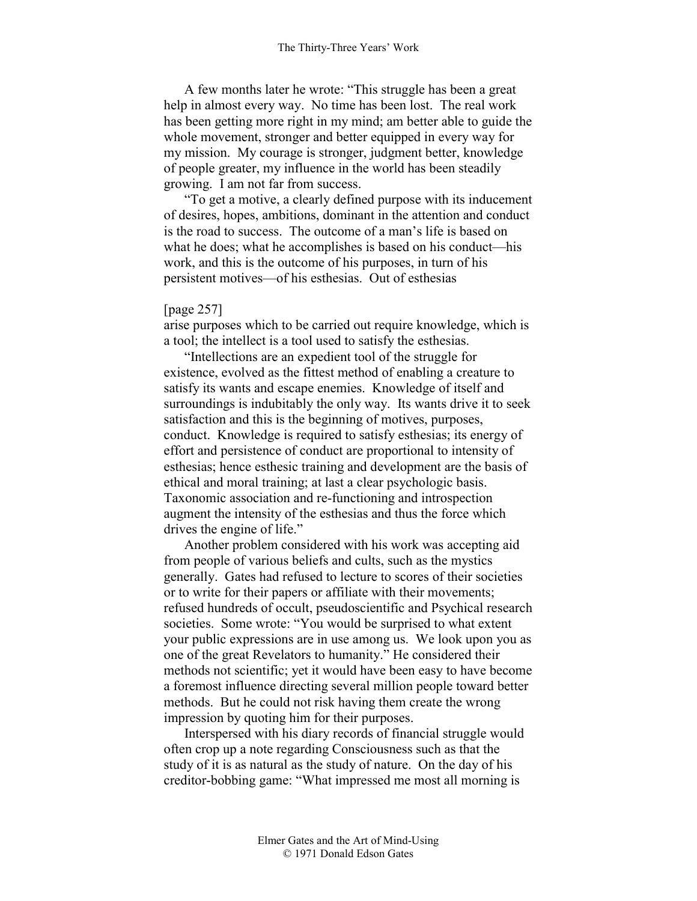A few months later he wrote: "This struggle has been a great help in almost every way. No time has been lost. The real work has been getting more right in my mind; am better able to guide the whole movement, stronger and better equipped in every way for my mission. My courage is stronger, judgment better, knowledge of people greater, my influence in the world has been steadily growing. I am not far from success.

"To get a motive, a clearly defined purpose with its inducement of desires, hopes, ambitions, dominant in the attention and conduct is the road to success. The outcome of a man's life is based on what he does; what he accomplishes is based on his conduct—his work, and this is the outcome of his purposes, in turn of his persistent motives—of his esthesias. Out of esthesias

[page 257]

arise purposes which to be carried out require knowledge, which is a tool; the intellect is a tool used to satisfy the esthesias.

"Intellections are an expedient tool of the struggle for existence, evolved as the fittest method of enabling a creature to satisfy its wants and escape enemies. Knowledge of itself and surroundings is indubitably the only way. Its wants drive it to seek satisfaction and this is the beginning of motives, purposes, conduct. Knowledge is required to satisfy esthesias; its energy of effort and persistence of conduct are proportional to intensity of esthesias; hence esthesic training and development are the basis of ethical and moral training; at last a clear psychologic basis. Taxonomic association and re-functioning and introspection augment the intensity of the esthesias and thus the force which drives the engine of life."

Another problem considered with his work was accepting aid from people of various beliefs and cults, such as the mystics generally. Gates had refused to lecture to scores of their societies or to write for their papers or affiliate with their movements; refused hundreds of occult, pseudoscientific and Psychical research societies. Some wrote: "You would be surprised to what extent your public expressions are in use among us. We look upon you as one of the great Revelators to humanity." He considered their methods not scientific; yet it would have been easy to have become a foremost influence directing several million people toward better methods. But he could not risk having them create the wrong impression by quoting him for their purposes.

Interspersed with his diary records of financial struggle would often crop up a note regarding Consciousness such as that the study of it is as natural as the study of nature. On the day of his creditor-bobbing game: "What impressed me most all morning is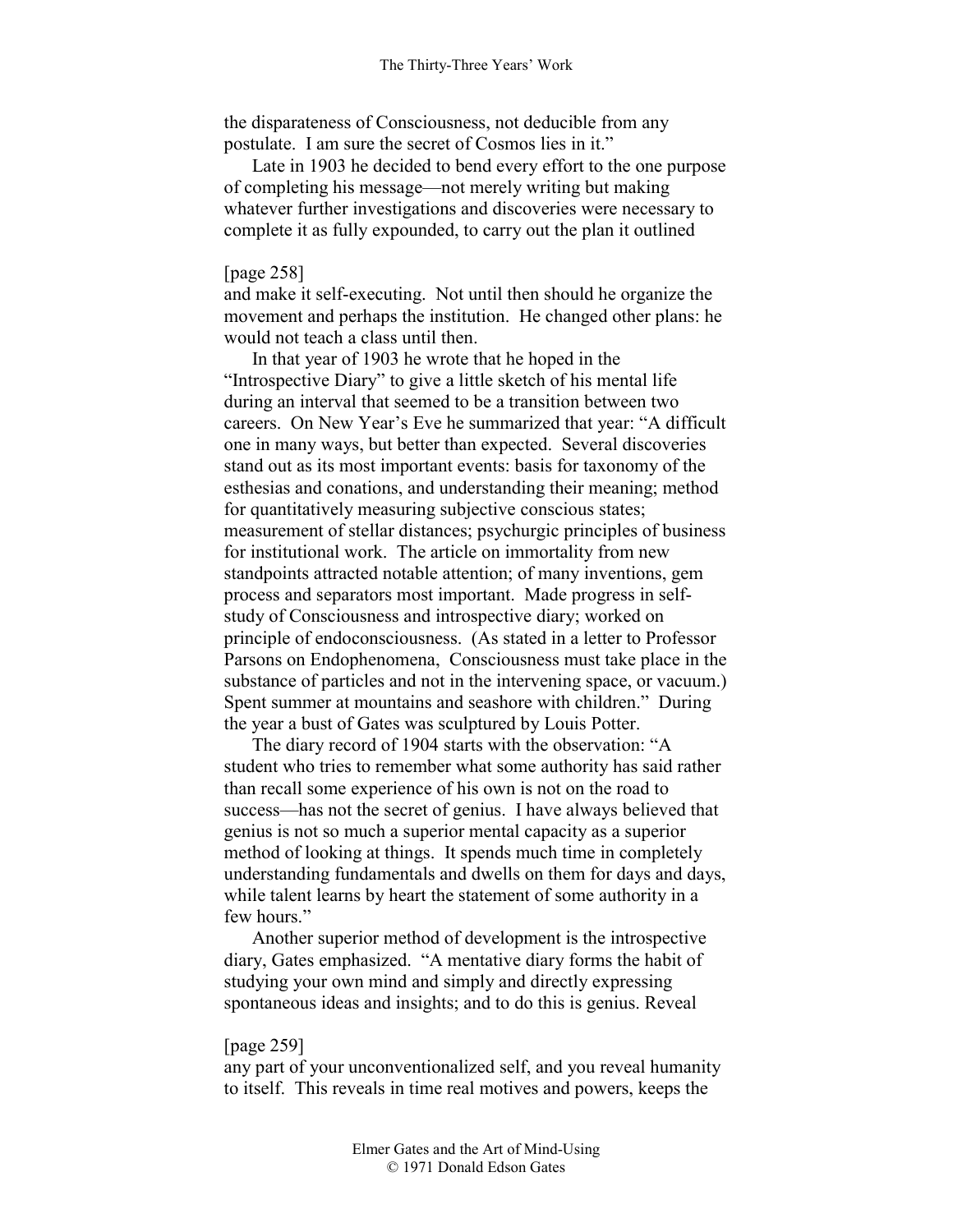the disparateness of Consciousness, not deducible from any postulate. I am sure the secret of Cosmos lies in it."

Late in 1903 he decided to bend every effort to the one purpose of completing his message—not merely writing but making whatever further investigations and discoveries were necessary to complete it as fully expounded, to carry out the plan it outlined

[page 258]

and make it self-executing. Not until then should he organize the movement and perhaps the institution. He changed other plans: he would not teach a class until then.

In that year of 1903 he wrote that he hoped in the "Introspective Diary" to give a little sketch of his mental life during an interval that seemed to be a transition between two careers. On New Year's Eve he summarized that year: "A difficult one in many ways, but better than expected. Several discoveries stand out as its most important events: basis for taxonomy of the esthesias and conations, and understanding their meaning; method for quantitatively measuring subjective conscious states; measurement of stellar distances; psychurgic principles of business for institutional work. The article on immortality from new standpoints attracted notable attention; of many inventions, gem process and separators most important. Made progress in self-study of Consciousness and introspective diary; worked on principle of endoconsciousness. (As stated in a letter to Professor Parsons on Endophenomena, Consciousness must take place in the substance of particles and not in the intervening space, or vacuum.) Spent summer at mountains and seashore with children." During the year a bust of Gates was sculptured by Louis Potter.

The diary record of 1904 starts with the observation: "A student who tries to remember what some authority has said rather than recall some experience of his own is not on the road to success—has not the secret of genius. I have always believed that genius is not so much a superior mental capacity as a superior method of looking at things. It spends much time in completely understanding fundamentals and dwells on them for days and days, while talent learns by heart the statement of some authority in a few hours."

Another superior method of development is the introspective diary, Gates emphasized. "A mentative diary forms the habit of studying your own mind and simply and directly expressing spontaneous ideas and insights; and to do this is genius. Reveal

[page 259]

any part of your unconventionalized self, and you reveal humanity to itself. This reveals in time real motives and powers, keeps the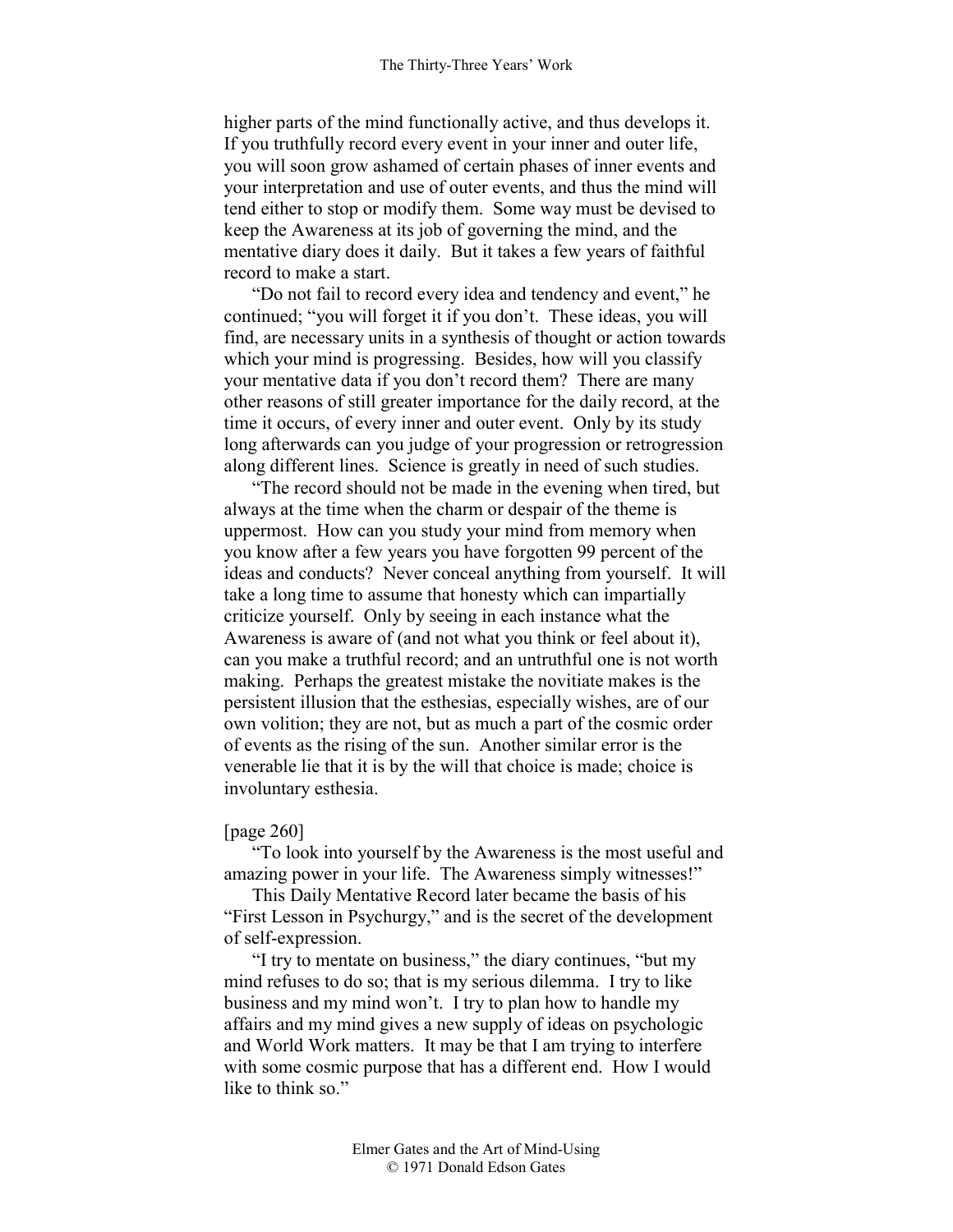higher parts of the mind functionally active, and thus develops it. If you truthfully record every event in your inner and outer life, you will soon grow ashamed of certain phases of inner events and your interpretation and use of outer events, and thus the mind will tend either to stop or modify them. Some way must be devised to keep the Awareness at its job of governing the mind, and the mentative diary does it daily. But it takes a few years of faithful record to make a start.

"Do not fail to record every idea and tendency and event," he continued; "you will forget it if you don't. These ideas, you will find, are necessary units in a synthesis of thought or action towards which your mind is progressing. Besides, how will you classify your mentative data if you don't record them? There are many other reasons of still greater importance for the daily record, at the time it occurs, of every inner and outer event. Only by its study long afterwards can you judge of your progression or retrogression along different lines. Science is greatly in need of such studies.

"The record should not be made in the evening when tired, but always at the time when the charm or despair of the theme is uppermost. How can you study your mind from memory when you know after a few years you have forgotten 99 percent of the ideas and conducts? Never conceal anything from yourself. It will take a long time to assume that honesty which can impartially criticize yourself. Only by seeing in each instance what the Awareness is aware of (and not what you think or feel about it), can you make a truthful record; and an untruthful one is not worth making. Perhaps the greatest mistake the novitiate makes is the persistent illusion that the esthesias, especially wishes, are of our own volition; they are not, but as much a part of the cosmic order of events as the rising of the sun. Another similar error is the venerable lie that it is by the will that choice is made; choice is involuntary esthesia.

[page 260]

"To look into yourself by the Awareness is the most useful and amazing power in your life. The Awareness simply witnesses!"

This Daily Mentative Record later became the basis of his "First Lesson in Psychurgy," and is the secret of the development of self-expression.

"I try to mentate on business," the diary continues, "but my mind refuses to do so; that is my serious dilemma. I try to like business and my mind won't. I try to plan how to handle my affairs and my mind gives a new supply of ideas on psychologic and World Work matters. It may be that I am trying to interfere with some cosmic purpose that has a different end. How I would like to think so."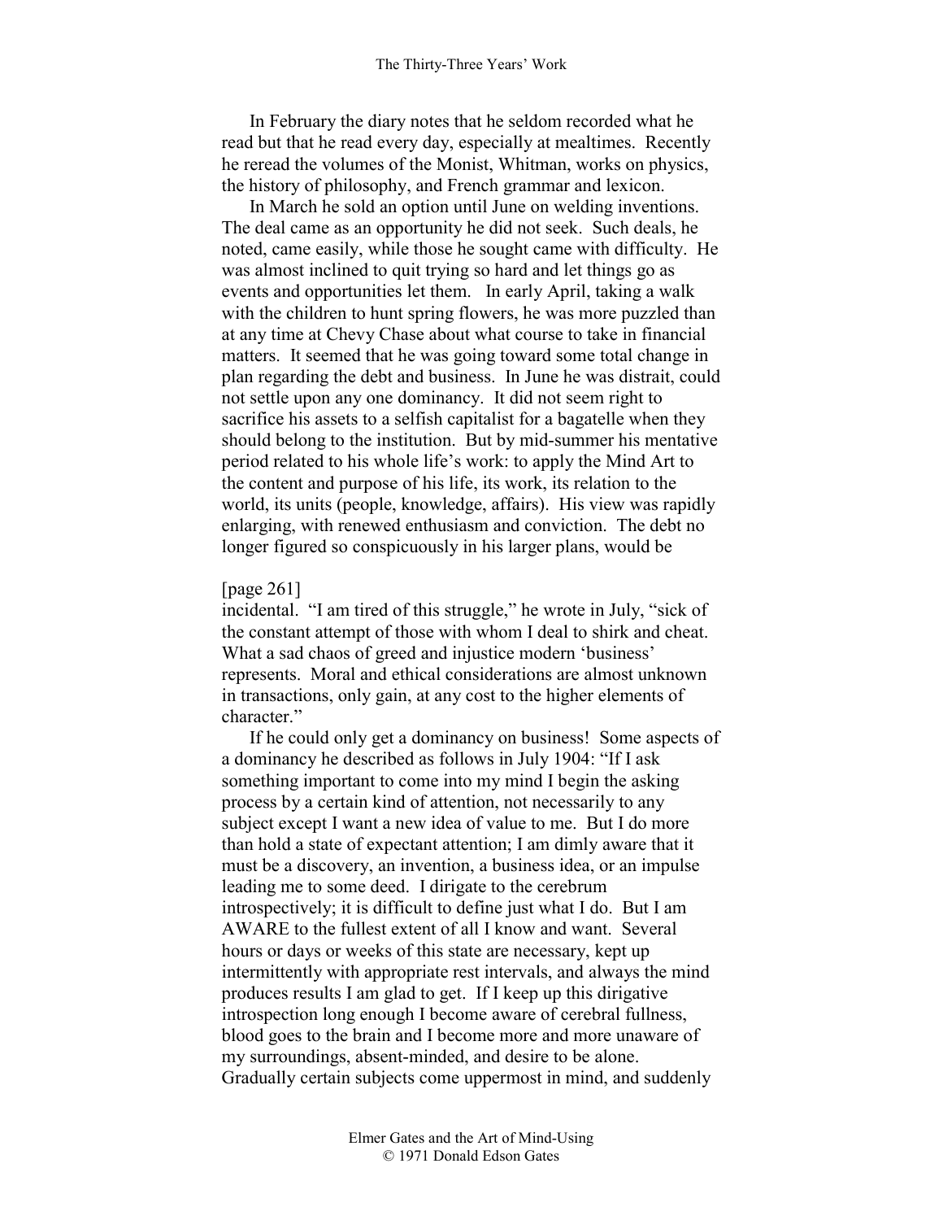In February the diary notes that he seldom recorded what he read but that he read every day, especially at mealtimes. Recently he reread the volumes of the Monist, Whitman, works on physics, the history of philosophy, and French grammar and lexicon.

In March he sold an option until June on welding inventions. The deal came as an opportunity he did not seek. Such deals, he noted, came easily, while those he sought came with difficulty. He was almost inclined to quit trying so hard and let things go as events and opportunities let them. In early April, taking a walk with the children to hunt spring flowers, he was more puzzled than at any time at Chevy Chase about what course to take in financial matters. It seemed that he was going toward some total change in plan regarding the debt and business. In June he was distrait, could not settle upon any one dominancy. It did not seem right to sacrifice his assets to a selfish capitalist for a bagatelle when they should belong to the institution. But by mid-summer his mentative period related to his whole life's work: to apply the Mind Art to the content and purpose of his life, its work, its relation to the world, its units (people, knowledge, affairs). His view was rapidly enlarging, with renewed enthusiasm and conviction. The debt no longer figured so conspicuously in his larger plans, would be

[page 261]
incidental. "I am tired of this struggle," he wrote in July, "sick of the constant attempt of those with whom I deal to shirk and cheat. What a sad chaos of greed and injustice modern 'business' represents. Moral and ethical considerations are almost unknown in transactions, only gain, at any cost to the higher elements of character."

If he could only get a dominancy on business! Some aspects of a dominancy he described as follows in July 1904: "If I ask something important to come into my mind I begin the asking process by a certain kind of attention, not necessarily to any subject except I want a new idea of value to me. But I do more than hold a state of expectant attention; I am dimly aware that it must be a discovery, an invention, a business idea, or an impulse leading me to some deed. I dirigate to the cerebrum introspectively; it is difficult to define just what I do. But I am AWARE to the fullest extent of all I know and want. Several hours or days or weeks of this state are necessary, kept up intermittently with appropriate rest intervals, and always the mind produces results I am glad to get. If I keep up this dirigative introspection long enough I become aware of cerebral fullness, blood goes to the brain and I become more and more unaware of my surroundings, absent-minded, and desire to be alone. Gradually certain subjects come uppermost in mind, and suddenly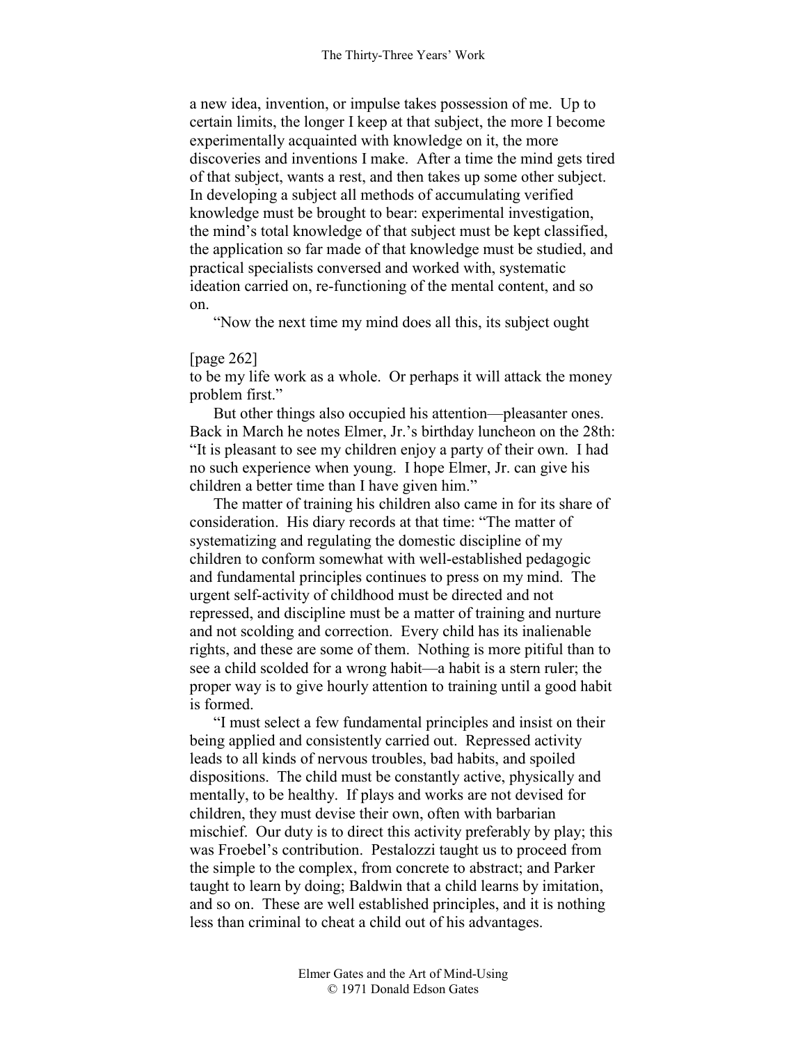a new idea, invention, or impulse takes possession of me. Up to certain limits, the longer I keep at that subject, the more I become experimentally acquainted with knowledge on it, the more discoveries and inventions I make. After a time the mind gets tired of that subject, wants a rest, and then takes up some other subject. In developing a subject all methods of accumulating verified knowledge must be brought to bear: experimental investigation, the mind's total knowledge of that subject must be kept classified, the application so far made of that knowledge must be studied, and practical specialists conversed and worked with, systematic ideation carried on, re-functioning of the mental content, and so on.

"Now the next time my mind does all this, its subject ought

[page 262]

to be my life work as a whole. Or perhaps it will attack the money problem first."

But other things also occupied his attention—pleasanter ones. Back in March he notes Elmer, Jr.'s birthday luncheon on the 28th: "It is pleasant to see my children enjoy a party of their own. I had no such experience when young. I hope Elmer, Jr. can give his children a better time than I have given him."

The matter of training his children also came in for its share of consideration. His diary records at that time: "The matter of systematizing and regulating the domestic discipline of my children to conform somewhat with well-established pedagogic and fundamental principles continues to press on my mind. The urgent self-activity of childhood must be directed and not repressed, and discipline must be a matter of training and nurture and not scolding and correction. Every child has its inalienable rights, and these are some of them. Nothing is more pitiful than to see a child scolded for a wrong habit—a habit is a stern ruler; the proper way is to give hourly attention to training until a good habit is formed.

"I must select a few fundamental principles and insist on their being applied and consistently carried out. Repressed activity leads to all kinds of nervous troubles, bad habits, and spoiled dispositions. The child must be constantly active, physically and mentally, to be healthy. If plays and works are not devised for children, they must devise their own, often with barbarian mischief. Our duty is to direct this activity preferably by play; this was Froebel's contribution. Pestalozzi taught us to proceed from the simple to the complex, from concrete to abstract; and Parker taught to learn by doing; Baldwin that a child learns by imitation, and so on. These are well established principles, and it is nothing less than criminal to cheat a child out of his advantages.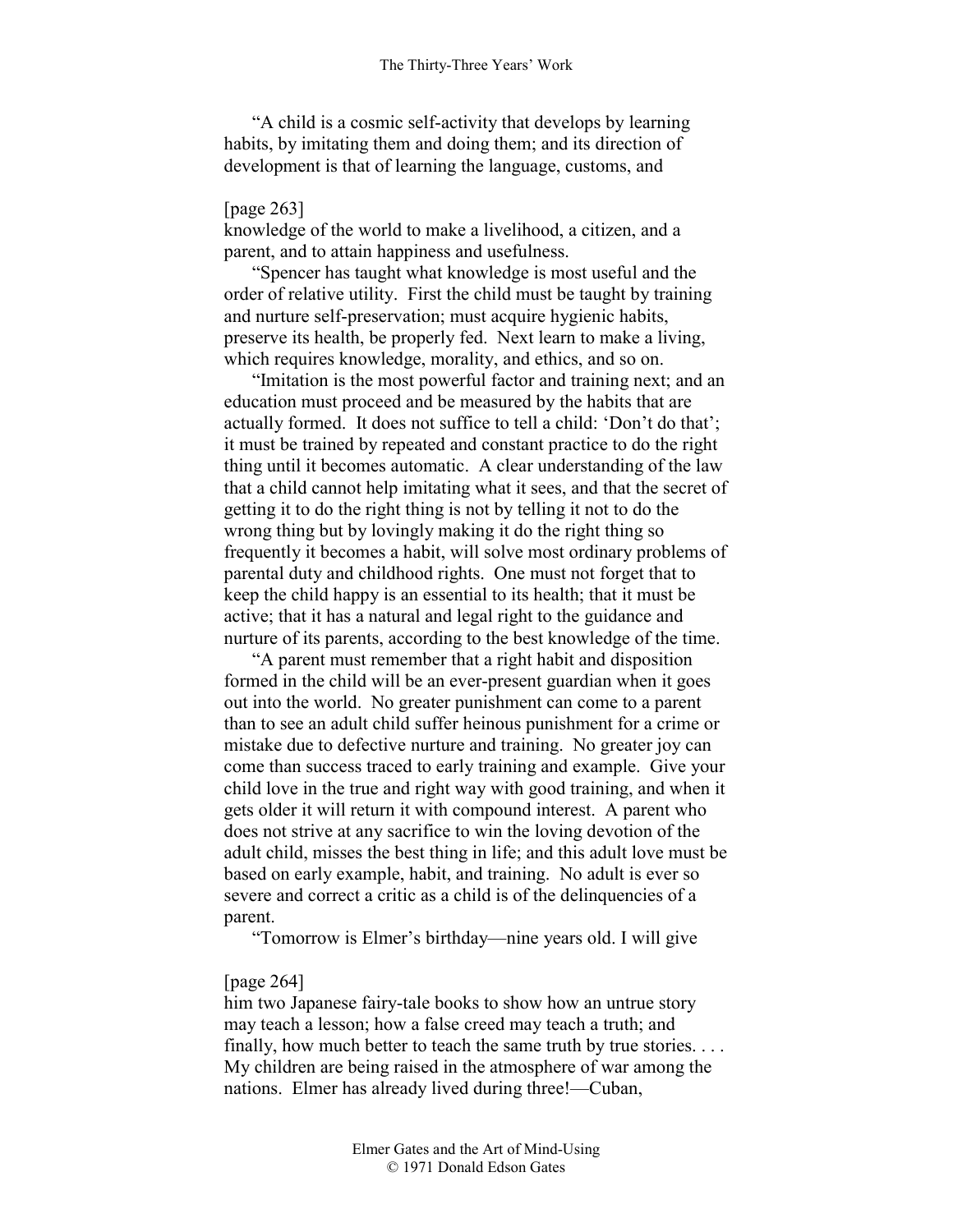"A child is a cosmic self-activity that develops by learning habits, by imitating them and doing them; and its direction of development is that of learning the language, customs, and

[page 263]
knowledge of the world to make a livelihood, a citizen, and a parent, and to attain happiness and usefulness.

"Spencer has taught what knowledge is most useful and the order of relative utility. First the child must be taught by training and nurture self-preservation; must acquire hygienic habits, preserve its health, be properly fed. Next learn to make a living, which requires knowledge, morality, and ethics, and so on.

"Imitation is the most powerful factor and training next; and an education must proceed and be measured by the habits that are actually formed. It does not suffice to tell a child: 'Don't do that'; it must be trained by repeated and constant practice to do the right thing until it becomes automatic. A clear understanding of the law that a child cannot help imitating what it sees, and that the secret of getting it to do the right thing is not by telling it not to do the wrong thing but by lovingly making it do the right thing so frequently it becomes a habit, will solve most ordinary problems of parental duty and childhood rights. One must not forget that to keep the child happy is an essential to its health; that it must be active; that it has a natural and legal right to the guidance and nurture of its parents, according to the best knowledge of the time.

"A parent must remember that a right habit and disposition formed in the child will be an ever-present guardian when it goes out into the world. No greater punishment can come to a parent than to see an adult child suffer heinous punishment for a crime or mistake due to defective nurture and training. No greater joy can come than success traced to early training and example. Give your child love in the true and right way with good training, and when it gets older it will return it with compound interest. A parent who does not strive at any sacrifice to win the loving devotion of the adult child, misses the best thing in life; and this adult love must be based on early example, habit, and training. No adult is ever so severe and correct a critic as a child is of the delinquencies of a parent.

"Tomorrow is Elmer's birthday—nine years old. I will give

[page 264]
him two Japanese fairy-tale books to show how an untrue story may teach a lesson; how a false creed may teach a truth; and finally, how much better to teach the same truth by true stories. . . . My children are being raised in the atmosphere of war among the nations. Elmer has already lived during three!—Cuban,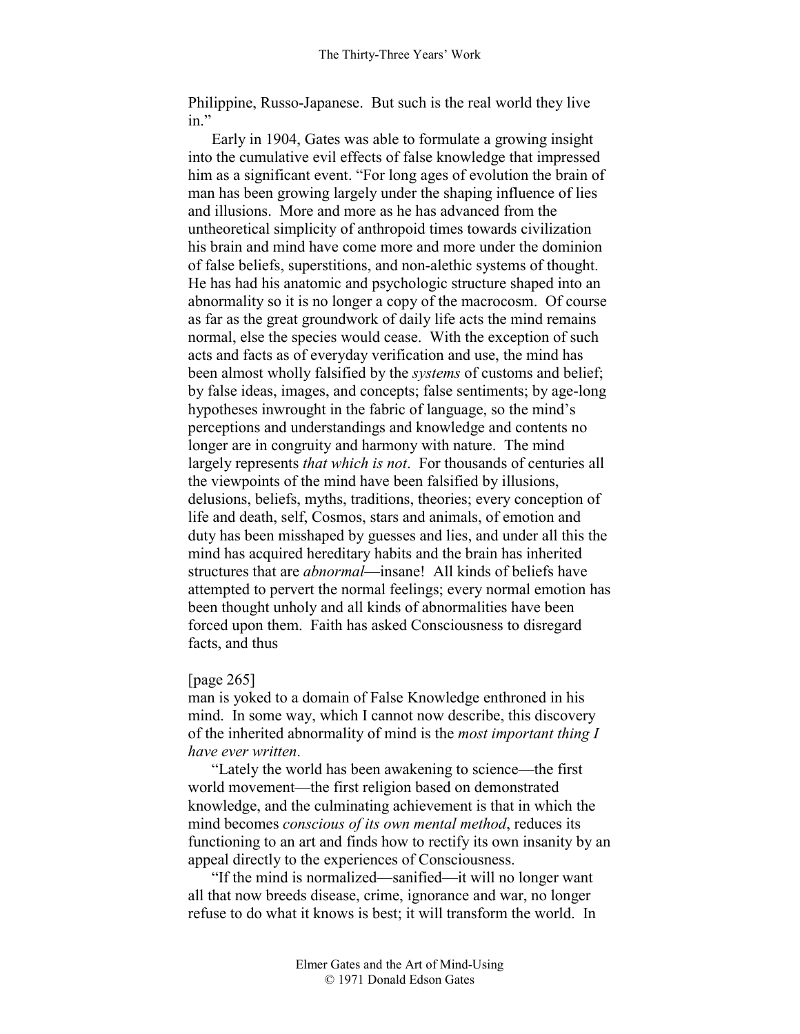Philippine, Russo-Japanese. But such is the real world they live in."

Early in 1904, Gates was able to formulate a growing insight into the cumulative evil effects of false knowledge that impressed him as a significant event. "For long ages of evolution the brain of man has been growing largely under the shaping influence of lies and illusions. More and more as he has advanced from the untheoretical simplicity of anthropoid times towards civilization his brain and mind have come more and more under the dominion of false beliefs, superstitions, and non-alethic systems of thought. He has had his anatomic and psychologic structure shaped into an abnormality so it is no longer a copy of the macrocosm. Of course as far as the great groundwork of daily life acts the mind remains normal, else the species would cease. With the exception of such acts and facts as of everyday verification and use, the mind has been almost wholly falsified by the *systems* of customs and belief; by false ideas, images, and concepts; false sentiments; by age-long hypotheses inwrought in the fabric of language, so the mind's perceptions and understandings and knowledge and contents no longer are in congruity and harmony with nature. The mind largely represents *that which is not*. For thousands of centuries all the viewpoints of the mind have been falsified by illusions, delusions, beliefs, myths, traditions, theories; every conception of life and death, self, Cosmos, stars and animals, of emotion and duty has been misshaped by guesses and lies, and under all this the mind has acquired hereditary habits and the brain has inherited structures that are *abnormal*—insane! All kinds of beliefs have attempted to pervert the normal feelings; every normal emotion has been thought unholy and all kinds of abnormalities have been forced upon them. Faith has asked Consciousness to disregard facts, and thus

[page 265]

man is yoked to a domain of False Knowledge enthroned in his mind. In some way, which I cannot now describe, this discovery of the inherited abnormality of mind is the *most important thing I have ever written*.

"Lately the world has been awakening to science—the first world movement—the first religion based on demonstrated knowledge, and the culminating achievement is that in which the mind becomes *conscious of its own mental method*, reduces its functioning to an art and finds how to rectify its own insanity by an appeal directly to the experiences of Consciousness.

"If the mind is normalized—sanified—it will no longer want all that now breeds disease, crime, ignorance and war, no longer refuse to do what it knows is best; it will transform the world. In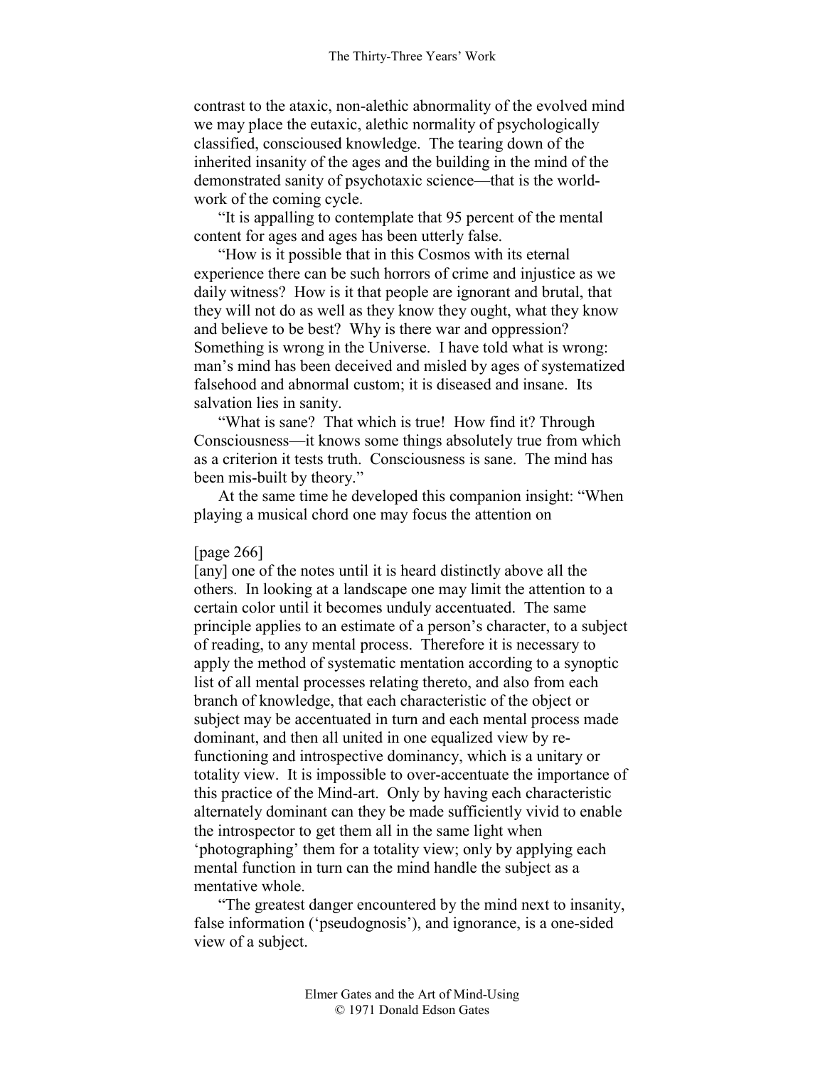contrast to the ataxic, non-alethic abnormality of the evolved mind we may place the eutaxic, alethic normality of psychologically classified, consciousd knowledge. The tearing down of the inherited insanity of the ages and the building in the mind of the demonstrated sanity of psychotaxic science—that is the world-work of the coming cycle.

"It is appalling to contemplate that 95 percent of the mental content for ages and ages has been utterly false.

"How is it possible that in this Cosmos with its eternal experience there can be such horrors of crime and injustice as we daily witness? How is it that people are ignorant and brutal, that they will not do as well as they know they ought, what they know and believe to be best? Why is there war and oppression? Something is wrong in the Universe. I have told what is wrong: man's mind has been deceived and misled by ages of systematized falsehood and abnormal custom; it is diseased and insane. Its salvation lies in sanity.

"What is sane? That which is true! How find it? Through Consciousness—it knows some things absolutely true from which as a criterion it tests truth. Consciousness is sane. The mind has been mis-built by theory."

At the same time he developed this companion insight: "When playing a musical chord one may focus the attention on

[page 266]
[any] one of the notes until it is heard distinctly above all the others. In looking at a landscape one may limit the attention to a certain color until it becomes unduly accentuated. The same principle applies to an estimate of a person's character, to a subject of reading, to any mental process. Therefore it is necessary to apply the method of systematic mentation according to a synoptic list of all mental processes relating thereto, and also from each branch of knowledge, that each characteristic of the object or subject may be accentuated in turn and each mental process made dominant, and then all united in one equalized view by re-functioning and introspective dominancy, which is a unitary or totality view. It is impossible to over-accentuate the importance of this practice of the Mind-art. Only by having each characteristic alternately dominant can they be made sufficiently vivid to enable the introspector to get them all in the same light when 'photographing' them for a totality view; only by applying each mental function in turn can the mind handle the subject as a mentative whole.

"The greatest danger encountered by the mind next to insanity, false information ('pseudognosis'), and ignorance, is a one-sided view of a subject.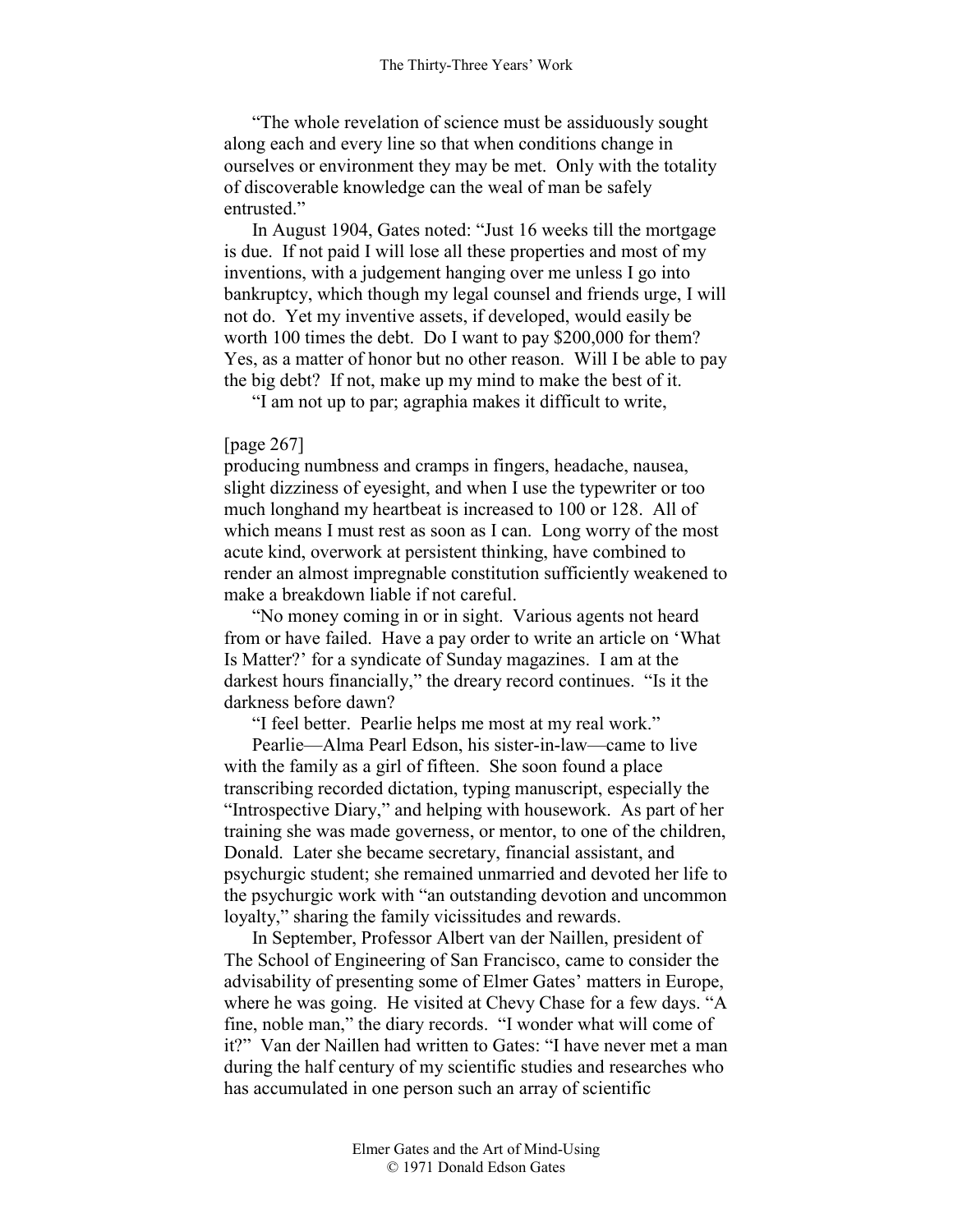"The whole revelation of science must be assiduously sought along each and every line so that when conditions change in ourselves or environment they may be met. Only with the totality of discoverable knowledge can the weal of man be safely entrusted."

In August 1904, Gates noted: "Just 16 weeks till the mortgage is due. If not paid I will lose all these properties and most of my inventions, with a judgement hanging over me unless I go into bankruptcy, which though my legal counsel and friends urge, I will not do. Yet my inventive assets, if developed, would easily be worth 100 times the debt. Do I want to pay $200,000 for them? Yes, as a matter of honor but no other reason. Will I be able to pay the big debt? If not, make up my mind to make the best of it.

"I am not up to par; agraphia makes it difficult to write,

[page 267]

producing numbness and cramps in fingers, headache, nausea, slight dizziness of eyesight, and when I use the typewriter or too much longhand my heartbeat is increased to 100 or 128. All of which means I must rest as soon as I can. Long worry of the most acute kind, overwork at persistent thinking, have combined to render an almost impregnable constitution sufficiently weakened to make a breakdown liable if not careful.

"No money coming in or in sight. Various agents not heard from or have failed. Have a pay order to write an article on 'What Is Matter?' for a syndicate of Sunday magazines. I am at the darkest hours financially," the dreary record continues. "Is it the darkness before dawn?

"I feel better. Pearlie helps me most at my real work."

Pearlie—Alma Pearl Edson, his sister-in-law—came to live with the family as a girl of fifteen. She soon found a place transcribing recorded dictation, typing manuscript, especially the "Introspective Diary," and helping with housework. As part of her training she was made governess, or mentor, to one of the children, Donald. Later she became secretary, financial assistant, and psychurgic student; she remained unmarried and devoted her life to the psychurgic work with "an outstanding devotion and uncommon loyalty," sharing the family vicissitudes and rewards.

In September, Professor Albert van der Naillen, president of The School of Engineering of San Francisco, came to consider the advisability of presenting some of Elmer Gates' matters in Europe, where he was going. He visited at Chevy Chase for a few days. "A fine, noble man," the diary records. "I wonder what will come of it?" Van der Naillen had written to Gates: "I have never met a man during the half century of my scientific studies and researches who has accumulated in one person such an array of scientific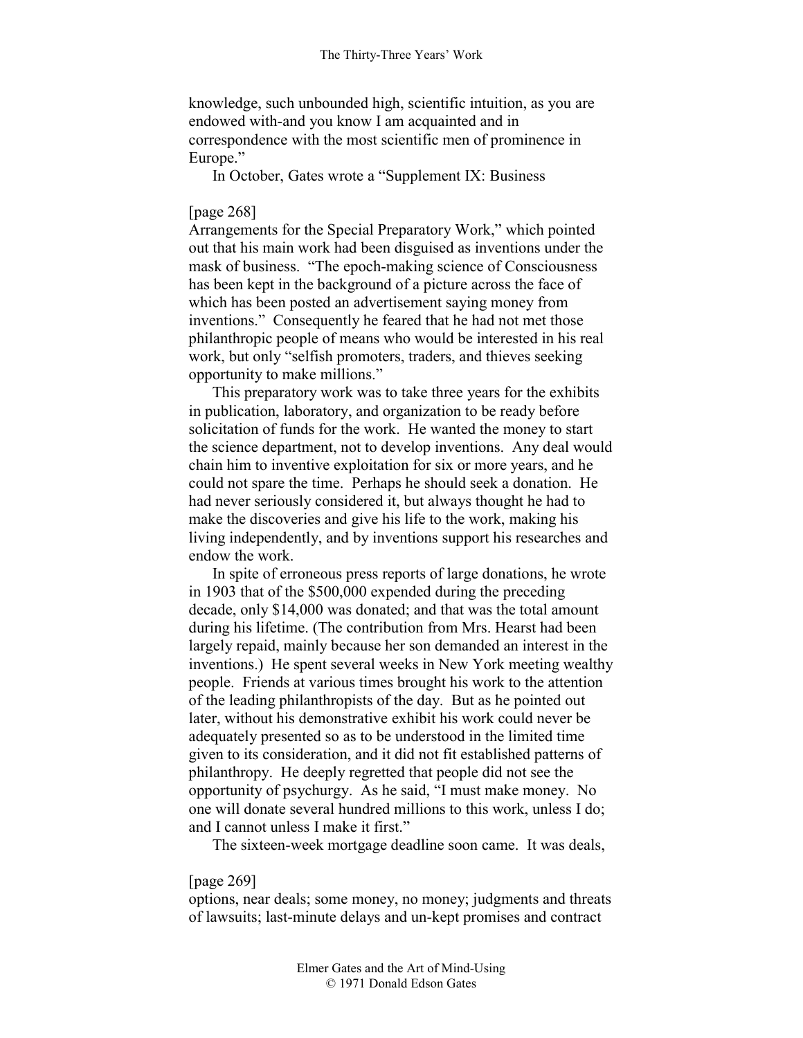knowledge, such unbounded high, scientific intuition, as you are endowed with-and you know I am acquainted and in correspondence with the most scientific men of prominence in Europe."

In October, Gates wrote a "Supplement IX: Business

[page 268]
Arrangements for the Special Preparatory Work," which pointed out that his main work had been disguised as inventions under the mask of business. "The epoch-making science of Consciousness has been kept in the background of a picture across the face of which has been posted an advertisement saying money from inventions." Consequently he feared that he had not met those philanthropic people of means who would be interested in his real work, but only "selfish promoters, traders, and thieves seeking opportunity to make millions."

This preparatory work was to take three years for the exhibits in publication, laboratory, and organization to be ready before solicitation of funds for the work. He wanted the money to start the science department, not to develop inventions. Any deal would chain him to inventive exploitation for six or more years, and he could not spare the time. Perhaps he should seek a donation. He had never seriously considered it, but always thought he had to make the discoveries and give his life to the work, making his living independently, and by inventions support his researches and endow the work.

In spite of erroneous press reports of large donations, he wrote in 1903 that of the $500,000 expended during the preceding decade, only $14,000 was donated; and that was the total amount during his lifetime. (The contribution from Mrs. Hearst had been largely repaid, mainly because her son demanded an interest in the inventions.) He spent several weeks in New York meeting wealthy people. Friends at various times brought his work to the attention of the leading philanthropists of the day. But as he pointed out later, without his demonstrative exhibit his work could never be adequately presented so as to be understood in the limited time given to its consideration, and it did not fit established patterns of philanthropy. He deeply regretted that people did not see the opportunity of psychurgy. As he said, "I must make money. No one will donate several hundred millions to this work, unless I do; and I cannot unless I make it first."

The sixteen-week mortgage deadline soon came. It was deals,

[page 269]
options, near deals; some money, no money; judgments and threats of lawsuits; last-minute delays and un-kept promises and contract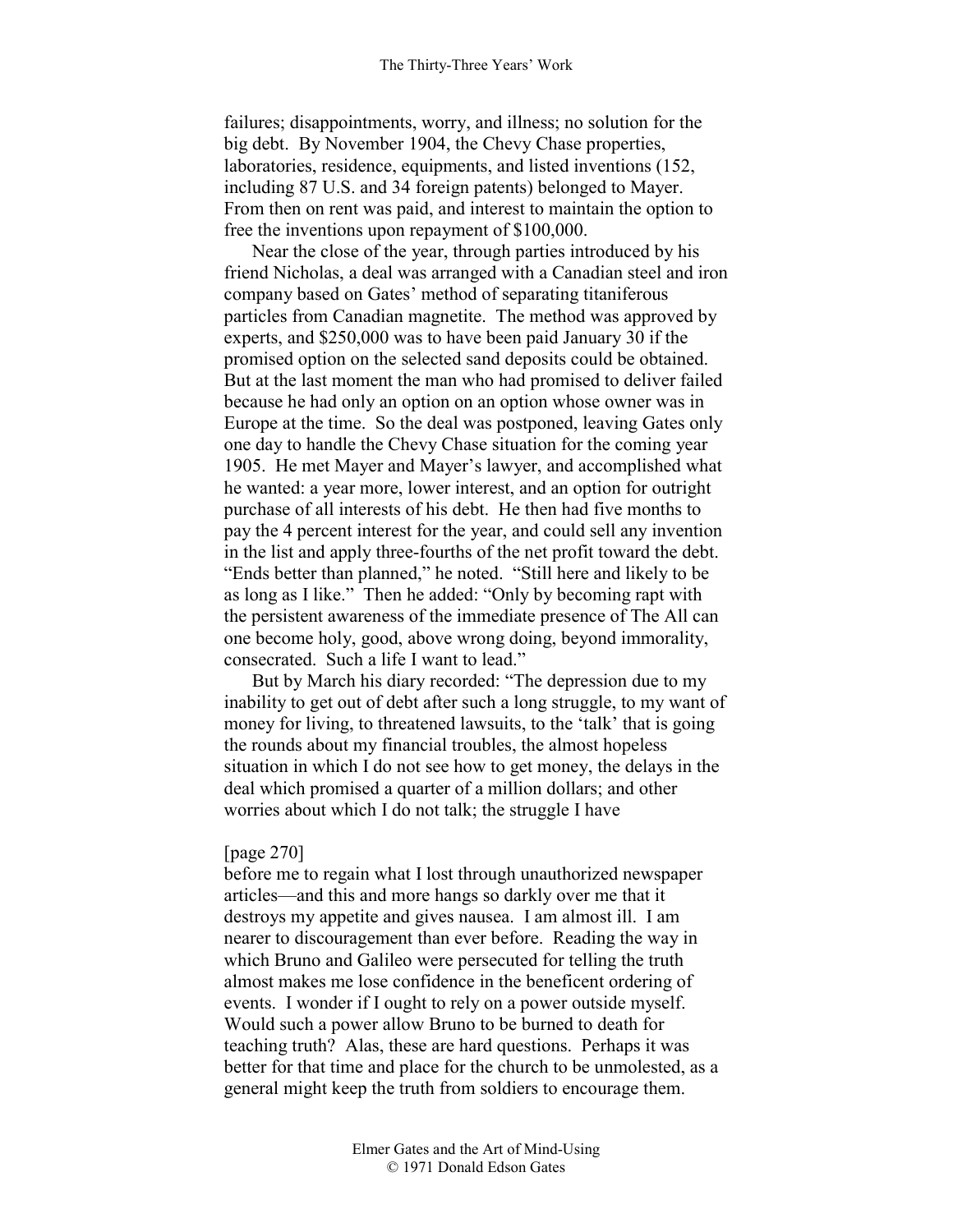failures; disappointments, worry, and illness; no solution for the big debt. By November 1904, the Chevy Chase properties, laboratories, residence, equipments, and listed inventions (152, including 87 U.S. and 34 foreign patents) belonged to Mayer. From then on rent was paid, and interest to maintain the option to free the inventions upon repayment of $100,000.

Near the close of the year, through parties introduced by his friend Nicholas, a deal was arranged with a Canadian steel and iron company based on Gates' method of separating titaniferous particles from Canadian magnetite. The method was approved by experts, and $250,000 was to have been paid January 30 if the promised option on the selected sand deposits could be obtained. But at the last moment the man who had promised to deliver failed because he had only an option on an option whose owner was in Europe at the time. So the deal was postponed, leaving Gates only one day to handle the Chevy Chase situation for the coming year 1905. He met Mayer and Mayer's lawyer, and accomplished what he wanted: a year more, lower interest, and an option for outright purchase of all interests of his debt. He then had five months to pay the 4 percent interest for the year, and could sell any invention in the list and apply three-fourths of the net profit toward the debt. "Ends better than planned," he noted. "Still here and likely to be as long as I like." Then he added: "Only by becoming rapt with the persistent awareness of the immediate presence of The All can one become holy, good, above wrong doing, beyond immorality, consecrated. Such a life I want to lead."

But by March his diary recorded: "The depression due to my inability to get out of debt after such a long struggle, to my want of money for living, to threatened lawsuits, to the 'talk' that is going the rounds about my financial troubles, the almost hopeless situation in which I do not see how to get money, the delays in the deal which promised a quarter of a million dollars; and other worries about which I do not talk; the struggle I have

[page 270]

before me to regain what I lost through unauthorized newspaper articles—and this and more hangs so darkly over me that it destroys my appetite and gives nausea. I am almost ill. I am nearer to discouragement than ever before. Reading the way in which Bruno and Galileo were persecuted for telling the truth almost makes me lose confidence in the beneficent ordering of events. I wonder if I ought to rely on a power outside myself. Would such a power allow Bruno to be burned to death for teaching truth? Alas, these are hard questions. Perhaps it was better for that time and place for the church to be unmolested, as a general might keep the truth from soldiers to encourage them.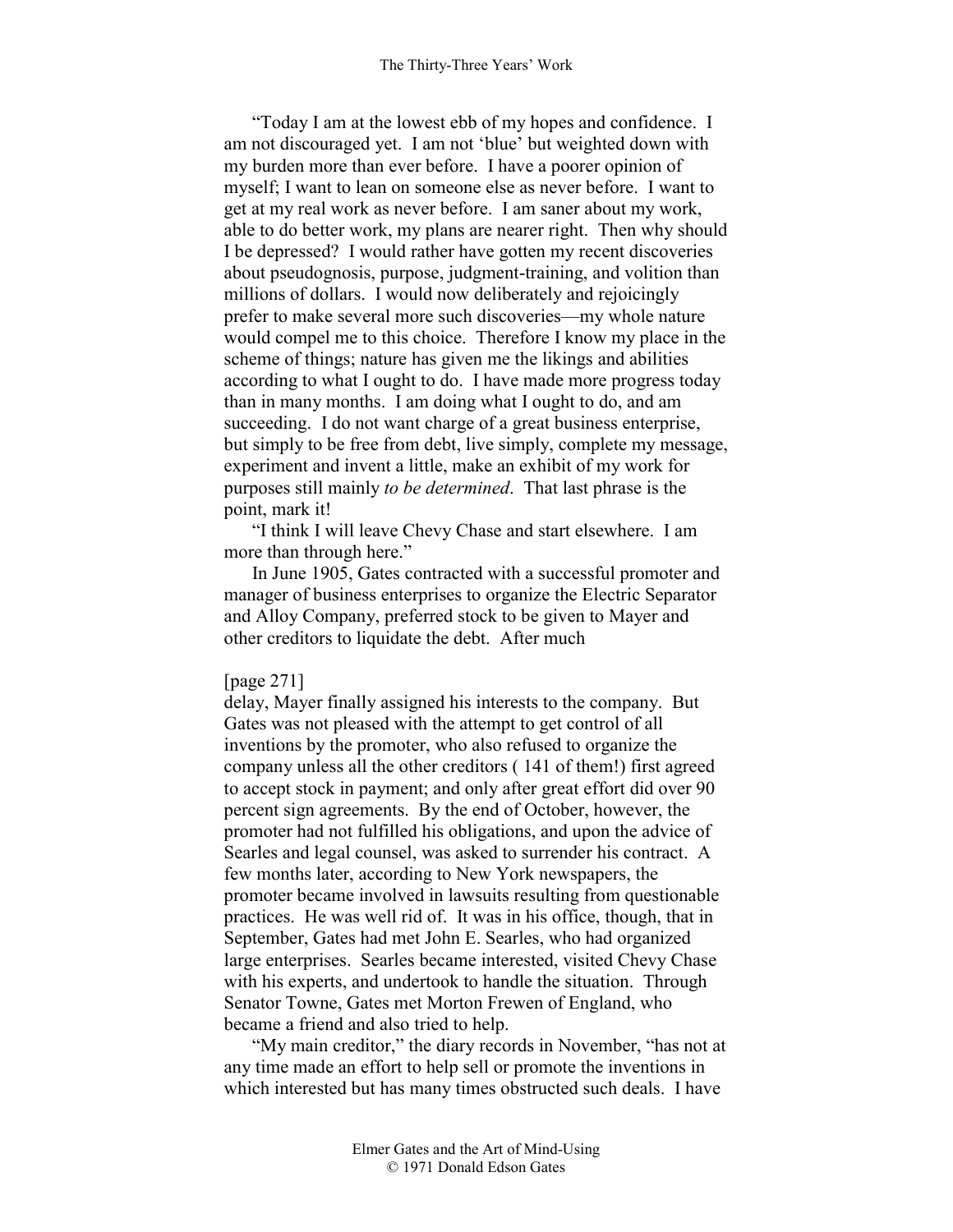"Today I am at the lowest ebb of my hopes and confidence. I am not discouraged yet. I am not 'blue' but weighted down with my burden more than ever before. I have a poorer opinion of myself; I want to lean on someone else as never before. I want to get at my real work as never before. I am saner about my work, able to do better work, my plans are nearer right. Then why should I be depressed? I would rather have gotten my recent discoveries about pseudognosis, purpose, judgment-training, and volition than millions of dollars. I would now deliberately and rejoicingly prefer to make several more such discoveries—my whole nature would compel me to this choice. Therefore I know my place in the scheme of things; nature has given me the likings and abilities according to what I ought to do. I have made more progress today than in many months. I am doing what I ought to do, and am succeeding. I do not want charge of a great business enterprise, but simply to be free from debt, live simply, complete my message, experiment and invent a little, make an exhibit of my work for purposes still mainly *to be determined*. That last phrase is the point, mark it!

"I think I will leave Chevy Chase and start elsewhere. I am more than through here."

In June 1905, Gates contracted with a successful promoter and manager of business enterprises to organize the Electric Separator and Alloy Company, preferred stock to be given to Mayer and other creditors to liquidate the debt. After much

[page 271]

delay, Mayer finally assigned his interests to the company. But Gates was not pleased with the attempt to get control of all inventions by the promoter, who also refused to organize the company unless all the other creditors ( 141 of them!) first agreed to accept stock in payment; and only after great effort did over 90 percent sign agreements. By the end of October, however, the promoter had not fulfilled his obligations, and upon the advice of Searles and legal counsel, was asked to surrender his contract. A few months later, according to New York newspapers, the promoter became involved in lawsuits resulting from questionable practices. He was well rid of. It was in his office, though, that in September, Gates had met John E. Searles, who had organized large enterprises. Searles became interested, visited Chevy Chase with his experts, and undertook to handle the situation. Through Senator Towne, Gates met Morton Frewen of England, who became a friend and also tried to help.

"My main creditor," the diary records in November, "has not at any time made an effort to help sell or promote the inventions in which interested but has many times obstructed such deals. I have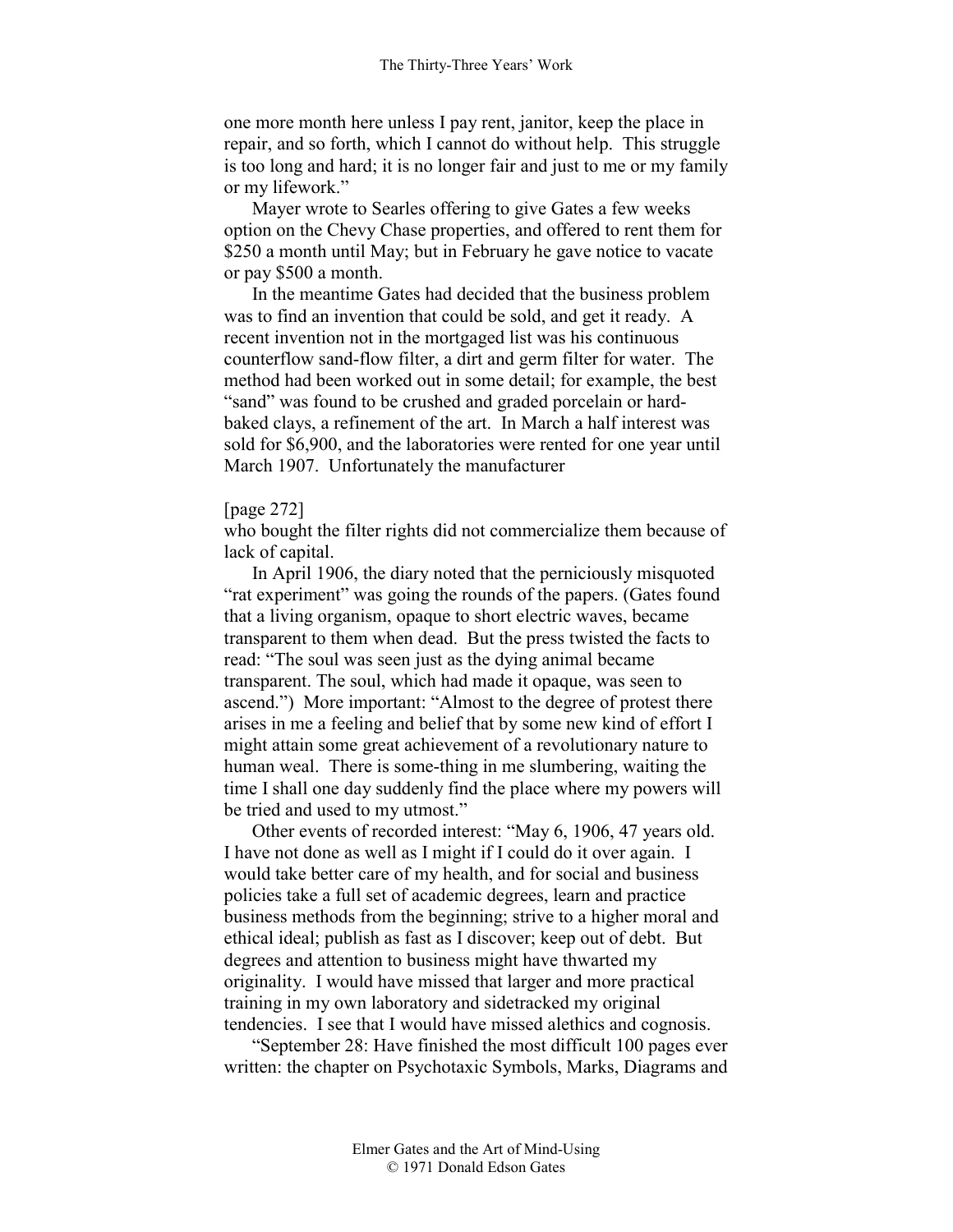one more month here unless I pay rent, janitor, keep the place in repair, and so forth, which I cannot do without help. This struggle is too long and hard; it is no longer fair and just to me or my family or my lifework."

Mayer wrote to Searles offering to give Gates a few weeks option on the Chevy Chase properties, and offered to rent them for $250 a month until May; but in February he gave notice to vacate or pay $500 a month.

In the meantime Gates had decided that the business problem was to find an invention that could be sold, and get it ready. A recent invention not in the mortgaged list was his continuous counterflow sand-flow filter, a dirt and germ filter for water. The method had been worked out in some detail; for example, the best "sand" was found to be crushed and graded porcelain or hard-baked clays, a refinement of the art. In March a half interest was sold for $6,900, and the laboratories were rented for one year until March 1907. Unfortunately the manufacturer

[page 272]

who bought the filter rights did not commercialize them because of lack of capital.

In April 1906, the diary noted that the perniciously misquoted "rat experiment" was going the rounds of the papers. (Gates found that a living organism, opaque to short electric waves, became transparent to them when dead. But the press twisted the facts to read: "The soul was seen just as the dying animal became transparent. The soul, which had made it opaque, was seen to ascend.") More important: "Almost to the degree of protest there arises in me a feeling and belief that by some new kind of effort I might attain some great achievement of a revolutionary nature to human weal. There is some-thing in me slumbering, waiting the time I shall one day suddenly find the place where my powers will be tried and used to my utmost."

Other events of recorded interest: "May 6, 1906, 47 years old. I have not done as well as I might if I could do it over again. I would take better care of my health, and for social and business policies take a full set of academic degrees, learn and practice business methods from the beginning; strive to a higher moral and ethical ideal; publish as fast as I discover; keep out of debt. But degrees and attention to business might have thwarted my originality. I would have missed that larger and more practical training in my own laboratory and sidetracked my original tendencies. I see that I would have missed alethics and cognosis.

"September 28: Have finished the most difficult 100 pages ever written: the chapter on Psychotaxic Symbols, Marks, Diagrams and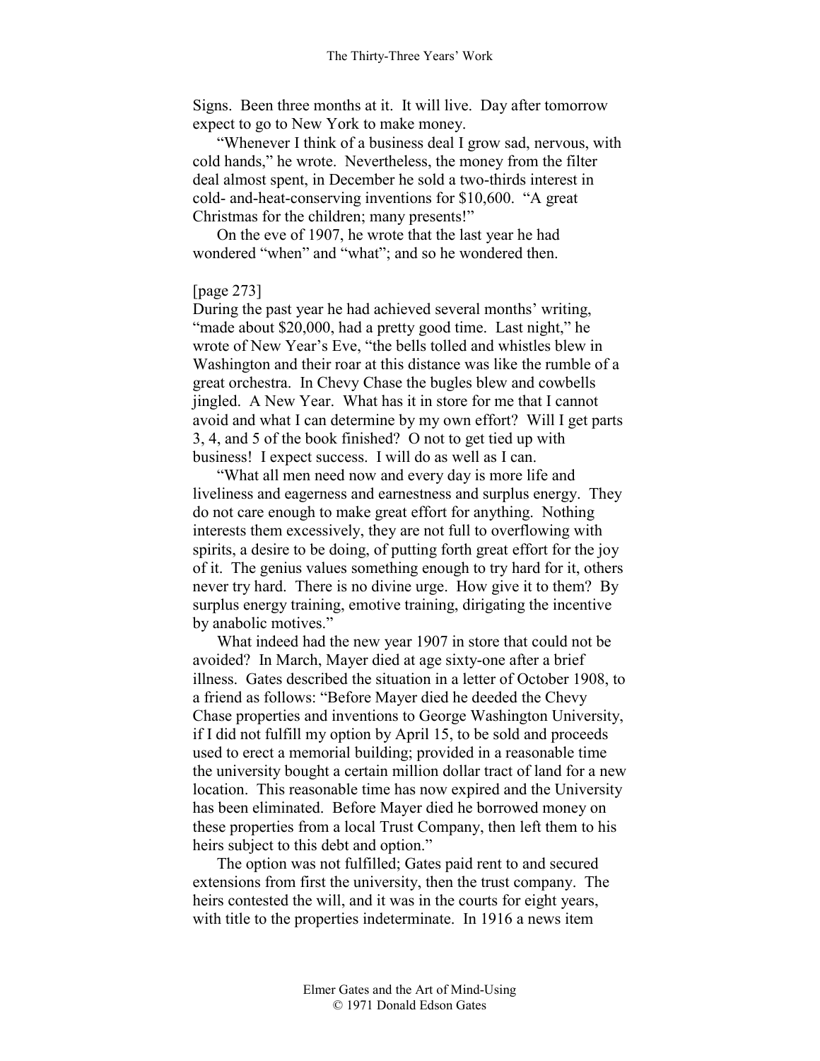Signs. Been three months at it. It will live. Day after tomorrow expect to go to New York to make money.

"Whenever I think of a business deal I grow sad, nervous, with cold hands," he wrote. Nevertheless, the money from the filter deal almost spent, in December he sold a two-thirds interest in cold- and-heat-conserving inventions for $10,600. "A great Christmas for the children; many presents!"

On the eve of 1907, he wrote that the last year he had wondered "when" and "what"; and so he wondered then.

[page 273]

During the past year he had achieved several months' writing, "made about $20,000, had a pretty good time. Last night," he wrote of New Year's Eve, "the bells tolled and whistles blew in Washington and their roar at this distance was like the rumble of a great orchestra. In Chevy Chase the bugles blew and cowbells jingled. A New Year. What has it in store for me that I cannot avoid and what I can determine by my own effort? Will I get parts 3, 4, and 5 of the book finished? O not to get tied up with business! I expect success. I will do as well as I can.

"What all men need now and every day is more life and liveliness and eagerness and earnestness and surplus energy. They do not care enough to make great effort for anything. Nothing interests them excessively, they are not full to overflowing with spirits, a desire to be doing, of putting forth great effort for the joy of it. The genius values something enough to try hard for it, others never try hard. There is no divine urge. How give it to them? By surplus energy training, emotive training, dirigating the incentive by anabolic motives."

What indeed had the new year 1907 in store that could not be avoided? In March, Mayer died at age sixty-one after a brief illness. Gates described the situation in a letter of October 1908, to a friend as follows: "Before Mayer died he deeded the Chevy Chase properties and inventions to George Washington University, if I did not fulfill my option by April 15, to be sold and proceeds used to erect a memorial building; provided in a reasonable time the university bought a certain million dollar tract of land for a new location. This reasonable time has now expired and the University has been eliminated. Before Mayer died he borrowed money on these properties from a local Trust Company, then left them to his heirs subject to this debt and option."

The option was not fulfilled; Gates paid rent to and secured extensions from first the university, then the trust company. The heirs contested the will, and it was in the courts for eight years, with title to the properties indeterminate. In 1916 a news item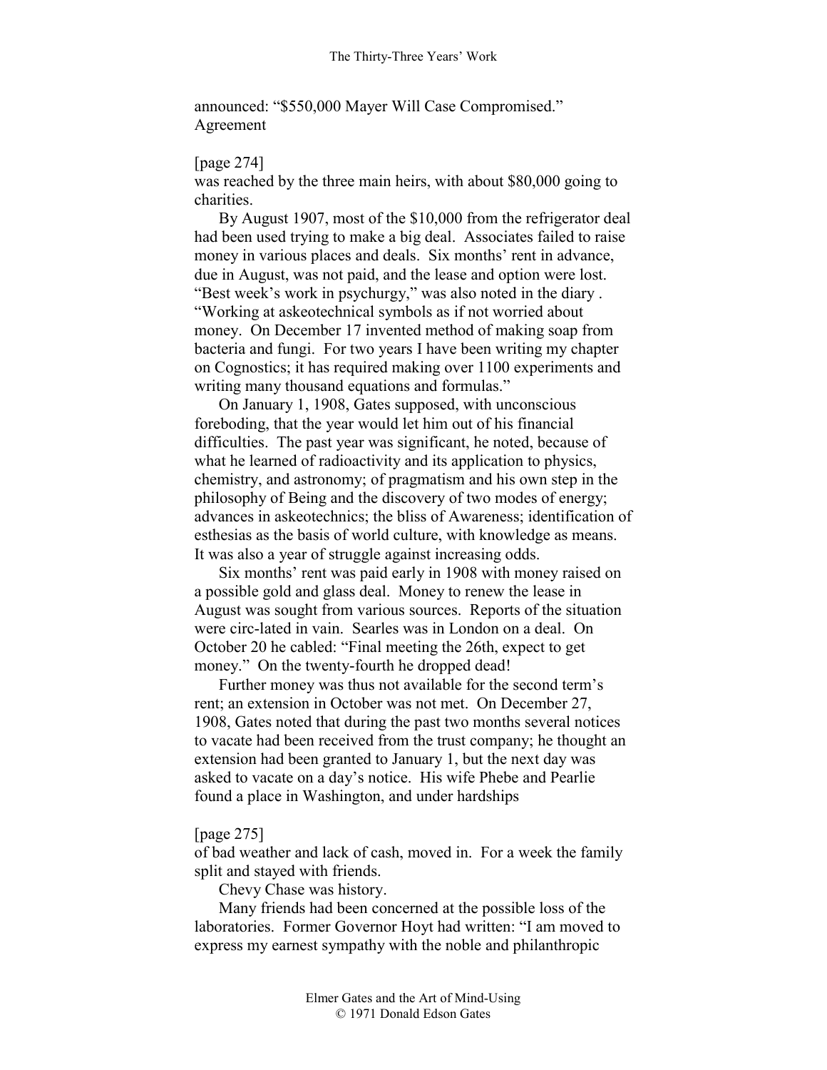announced: “$550,000 Mayer Will Case Compromised.” Agreement

[page 274]
was reached by the three main heirs, with about $80,000 going to charities.

By August 1907, most of the $10,000 from the refrigerator deal had been used trying to make a big deal. Associates failed to raise money in various places and deals. Six months’ rent in advance, due in August, was not paid, and the lease and option were lost. “Best week’s work in psychurgy,” was also noted in the diary . “Working at askeotechnical symbols as if not worried about money. On December 17 invented method of making soap from bacteria and fungi. For two years I have been writing my chapter on Cognostics; it has required making over 1100 experiments and writing many thousand equations and formulas.”

On January 1, 1908, Gates supposed, with unconscious foreboding, that the year would let him out of his financial difficulties. The past year was significant, he noted, because of what he learned of radioactivity and its application to physics, chemistry, and astronomy; of pragmatism and his own step in the philosophy of Being and the discovery of two modes of energy; advances in askeotechnics; the bliss of Awareness; identification of esthesias as the basis of world culture, with knowledge as means. It was also a year of struggle against increasing odds.

Six months’ rent was paid early in 1908 with money raised on a possible gold and glass deal. Money to renew the lease in August was sought from various sources. Reports of the situation were circ-lated in vain. Searles was in London on a deal. On October 20 he cabled: “Final meeting the 26th, expect to get money.” On the twenty-fourth he dropped dead!

Further money was thus not available for the second term’s rent; an extension in October was not met. On December 27, 1908, Gates noted that during the past two months several notices to vacate had been received from the trust company; he thought an extension had been granted to January 1, but the next day was asked to vacate on a day’s notice. His wife Phebe and Pearlie found a place in Washington, and under hardships

[page 275]
of bad weather and lack of cash, moved in. For a week the family split and stayed with friends.

Chevy Chase was history.

Many friends had been concerned at the possible loss of the laboratories. Former Governor Hoyt had written: “I am moved to express my earnest sympathy with the noble and philanthropic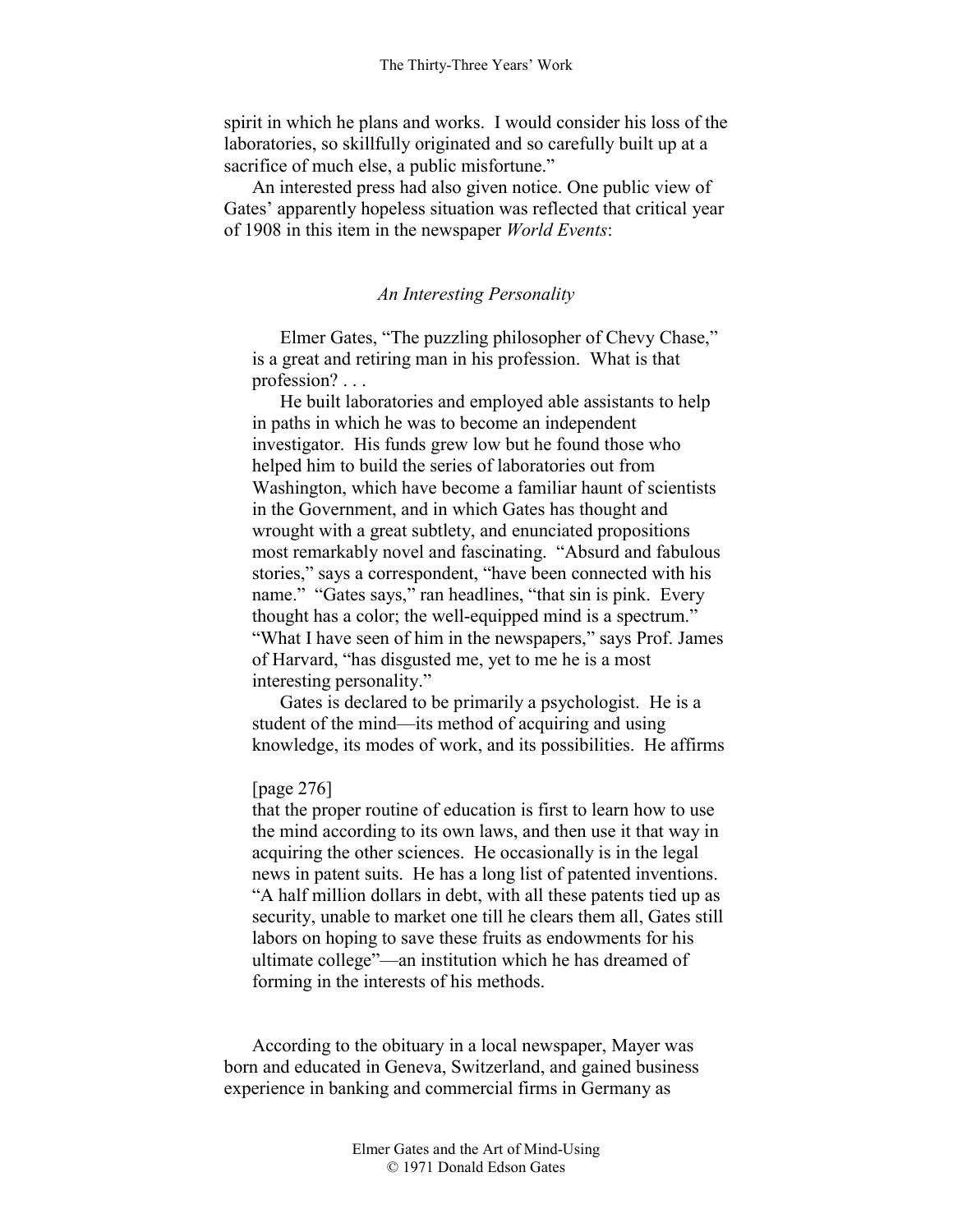spirit in which he plans and works. I would consider his loss of the laboratories, so skillfully originated and so carefully built up at a sacrifice of much else, a public misfortune."

An interested press had also given notice. One public view of Gates' apparently hopeless situation was reflected that critical year of 1908 in this item in the newspaper *World Events*:

*An Interesting Personality*

> Elmer Gates, "The puzzling philosopher of Chevy Chase," is a great and retiring man in his profession. What is that profession? . . .
>
> He built laboratories and employed able assistants to help in paths in which he was to become an independent investigator. His funds grew low but he found those who helped him to build the series of laboratories out from Washington, which have become a familiar haunt of scientists in the Government, and in which Gates has thought and wrought with a great subtlety, and enunciated propositions most remarkably novel and fascinating. "Absurd and fabulous stories," says a correspondent, "have been connected with his name." "Gates says," ran headlines, "that sin is pink. Every thought has a color; the well-equipped mind is a spectrum." "What I have seen of him in the newspapers," says Prof. James of Harvard, "has disgusted me, yet to me he is a most interesting personality."
>
> Gates is declared to be primarily a psychologist. He is a student of the mind—its method of acquiring and using knowledge, its modes of work, and its possibilities. He affirms
>
> [page 276]
>
> that the proper routine of education is first to learn how to use the mind according to its own laws, and then use it that way in acquiring the other sciences. He occasionally is in the legal news in patent suits. He has a long list of patented inventions. "A half million dollars in debt, with all these patents tied up as security, unable to market one till he clears them all, Gates still labors on hoping to save these fruits as endowments for his ultimate college"—an institution which he has dreamed of forming in the interests of his methods.

According to the obituary in a local newspaper, Mayer was born and educated in Geneva, Switzerland, and gained business experience in banking and commercial firms in Germany as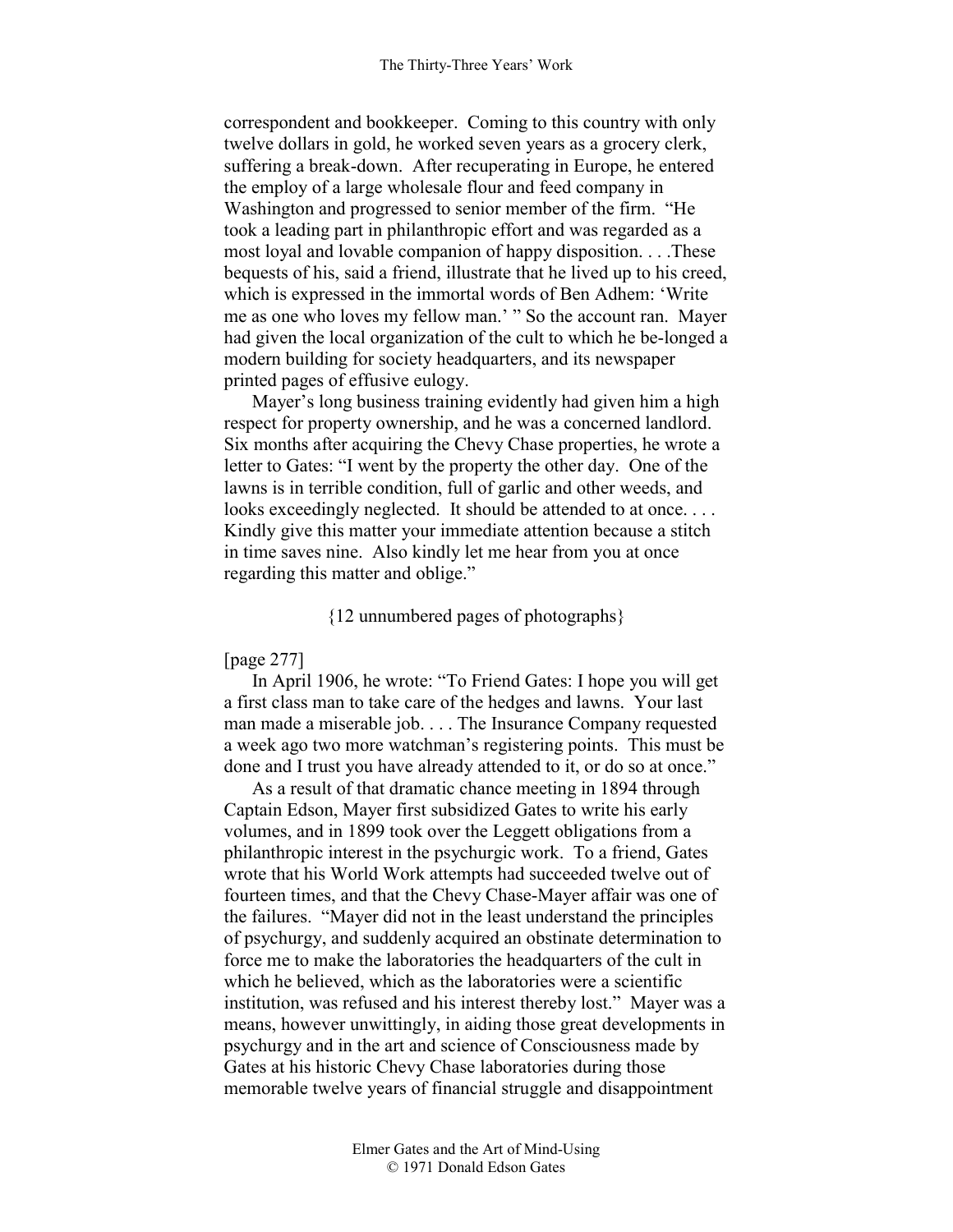correspondent and bookkeeper. Coming to this country with only twelve dollars in gold, he worked seven years as a grocery clerk, suffering a break-down. After recuperating in Europe, he entered the employ of a large wholesale flour and feed company in Washington and progressed to senior member of the firm. "He took a leading part in philanthropic effort and was regarded as a most loyal and lovable companion of happy disposition. . . .These bequests of his, said a friend, illustrate that he lived up to his creed, which is expressed in the immortal words of Ben Adhem: 'Write me as one who loves my fellow man.' " So the account ran. Mayer had given the local organization of the cult to which he be-longed a modern building for society headquarters, and its newspaper printed pages of effusive eulogy.

Mayer's long business training evidently had given him a high respect for property ownership, and he was a concerned landlord. Six months after acquiring the Chevy Chase properties, he wrote a letter to Gates: "I went by the property the other day. One of the lawns is in terrible condition, full of garlic and other weeds, and looks exceedingly neglected. It should be attended to at once. . . . Kindly give this matter your immediate attention because a stitch in time saves nine. Also kindly let me hear from you at once regarding this matter and oblige."

{12 unnumbered pages of photographs}

[page 277]

In April 1906, he wrote: "To Friend Gates: I hope you will get a first class man to take care of the hedges and lawns. Your last man made a miserable job. . . . The Insurance Company requested a week ago two more watchman's registering points. This must be done and I trust you have already attended to it, or do so at once."

As a result of that dramatic chance meeting in 1894 through Captain Edson, Mayer first subsidized Gates to write his early volumes, and in 1899 took over the Leggett obligations from a philanthropic interest in the psychurgic work. To a friend, Gates wrote that his World Work attempts had succeeded twelve out of fourteen times, and that the Chevy Chase-Mayer affair was one of the failures. "Mayer did not in the least understand the principles of psychurgy, and suddenly acquired an obstinate determination to force me to make the laboratories the headquarters of the cult in which he believed, which as the laboratories were a scientific institution, was refused and his interest thereby lost." Mayer was a means, however unwittingly, in aiding those great developments in psychurgy and in the art and science of Consciousness made by Gates at his historic Chevy Chase laboratories during those memorable twelve years of financial struggle and disappointment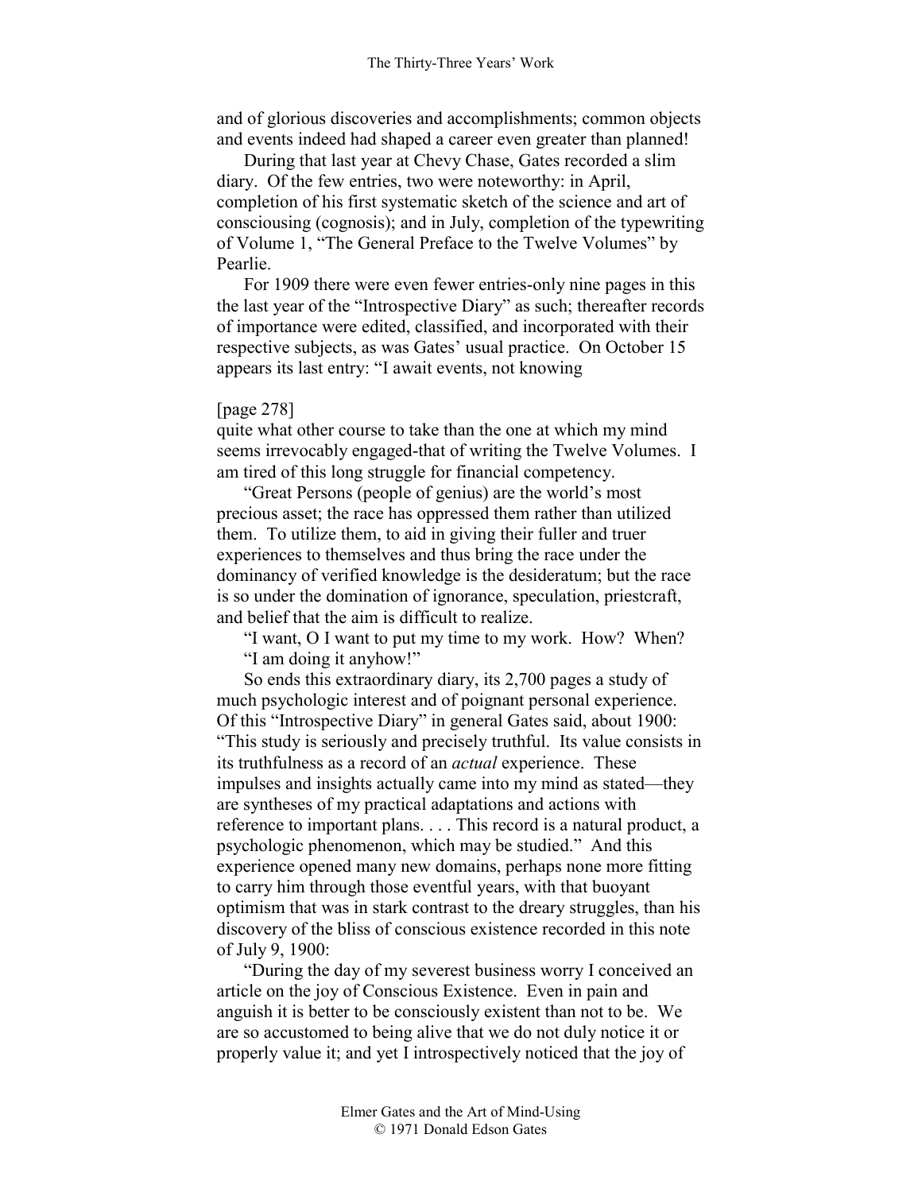and of glorious discoveries and accomplishments; common objects and events indeed had shaped a career even greater than planned!

During that last year at Chevy Chase, Gates recorded a slim diary. Of the few entries, two were noteworthy: in April, completion of his first systematic sketch of the science and art of consciousing (cognosis); and in July, completion of the typewriting of Volume 1, "The General Preface to the Twelve Volumes" by Pearlie.

For 1909 there were even fewer entries-only nine pages in this the last year of the "Introspective Diary" as such; thereafter records of importance were edited, classified, and incorporated with their respective subjects, as was Gates' usual practice. On October 15 appears its last entry: "I await events, not knowing

[page 278]

quite what other course to take than the one at which my mind seems irrevocably engaged-that of writing the Twelve Volumes. I am tired of this long struggle for financial competency.

"Great Persons (people of genius) are the world's most precious asset; the race has oppressed them rather than utilized them. To utilize them, to aid in giving their fuller and truer experiences to themselves and thus bring the race under the dominancy of verified knowledge is the desideratum; but the race is so under the domination of ignorance, speculation, priestcraft, and belief that the aim is difficult to realize.

"I want, O I want to put my time to my work. How? When?

"I am doing it anyhow!"

So ends this extraordinary diary, its 2,700 pages a study of much psychologic interest and of poignant personal experience. Of this "Introspective Diary" in general Gates said, about 1900: "This study is seriously and precisely truthful. Its value consists in its truthfulness as a record of an *actual* experience. These impulses and insights actually came into my mind as stated—they are syntheses of my practical adaptations and actions with reference to important plans. . . . This record is a natural product, a psychologic phenomenon, which may be studied." And this experience opened many new domains, perhaps none more fitting to carry him through those eventful years, with that buoyant optimism that was in stark contrast to the dreary struggles, than his discovery of the bliss of conscious existence recorded in this note of July 9, 1900:

"During the day of my severest business worry I conceived an article on the joy of Conscious Existence. Even in pain and anguish it is better to be consciously existent than not to be. We are so accustomed to being alive that we do not duly notice it or properly value it; and yet I introspectively noticed that the joy of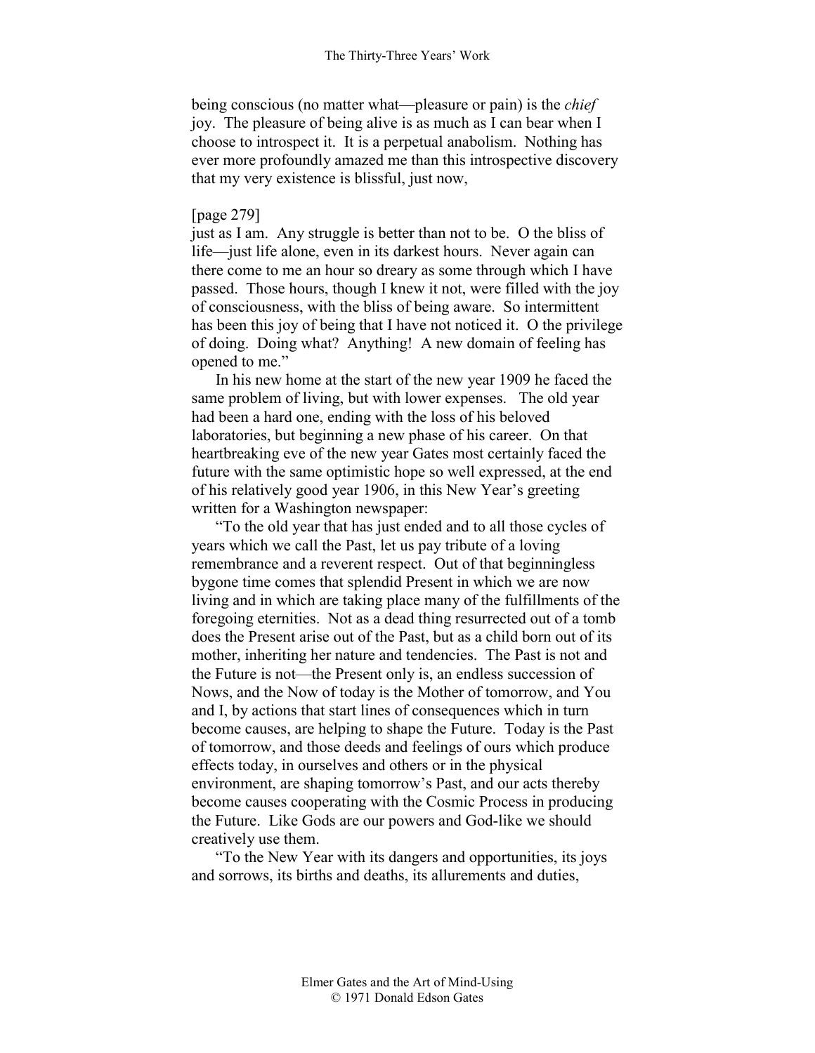being conscious (no matter what—pleasure or pain) is the *chief* joy. The pleasure of being alive is as much as I can bear when I choose to introspect it. It is a perpetual anabolism. Nothing has ever more profoundly amazed me than this introspective discovery that my very existence is blissful, just now,

[page 279]
just as I am. Any struggle is better than not to be. O the bliss of life—just life alone, even in its darkest hours. Never again can there come to me an hour so dreary as some through which I have passed. Those hours, though I knew it not, were filled with the joy of consciousness, with the bliss of being aware. So intermittent has been this joy of being that I have not noticed it. O the privilege of doing. Doing what? Anything! A new domain of feeling has opened to me."

In his new home at the start of the new year 1909 he faced the same problem of living, but with lower expenses. The old year had been a hard one, ending with the loss of his beloved laboratories, but beginning a new phase of his career. On that heartbreaking eve of the new year Gates most certainly faced the future with the same optimistic hope so well expressed, at the end of his relatively good year 1906, in this New Year's greeting written for a Washington newspaper:

"To the old year that has just ended and to all those cycles of years which we call the Past, let us pay tribute of a loving remembrance and a reverent respect. Out of that beginningless bygone time comes that splendid Present in which we are now living and in which are taking place many of the fulfillments of the foregoing eternities. Not as a dead thing resurrected out of a tomb does the Present arise out of the Past, but as a child born out of its mother, inheriting her nature and tendencies. The Past is not and the Future is not—the Present only is, an endless succession of Nows, and the Now of today is the Mother of tomorrow, and You and I, by actions that start lines of consequences which in turn become causes, are helping to shape the Future. Today is the Past of tomorrow, and those deeds and feelings of ours which produce effects today, in ourselves and others or in the physical environment, are shaping tomorrow's Past, and our acts thereby become causes cooperating with the Cosmic Process in producing the Future. Like Gods are our powers and God-like we should creatively use them.

"To the New Year with its dangers and opportunities, its joys and sorrows, its births and deaths, its allurements and duties,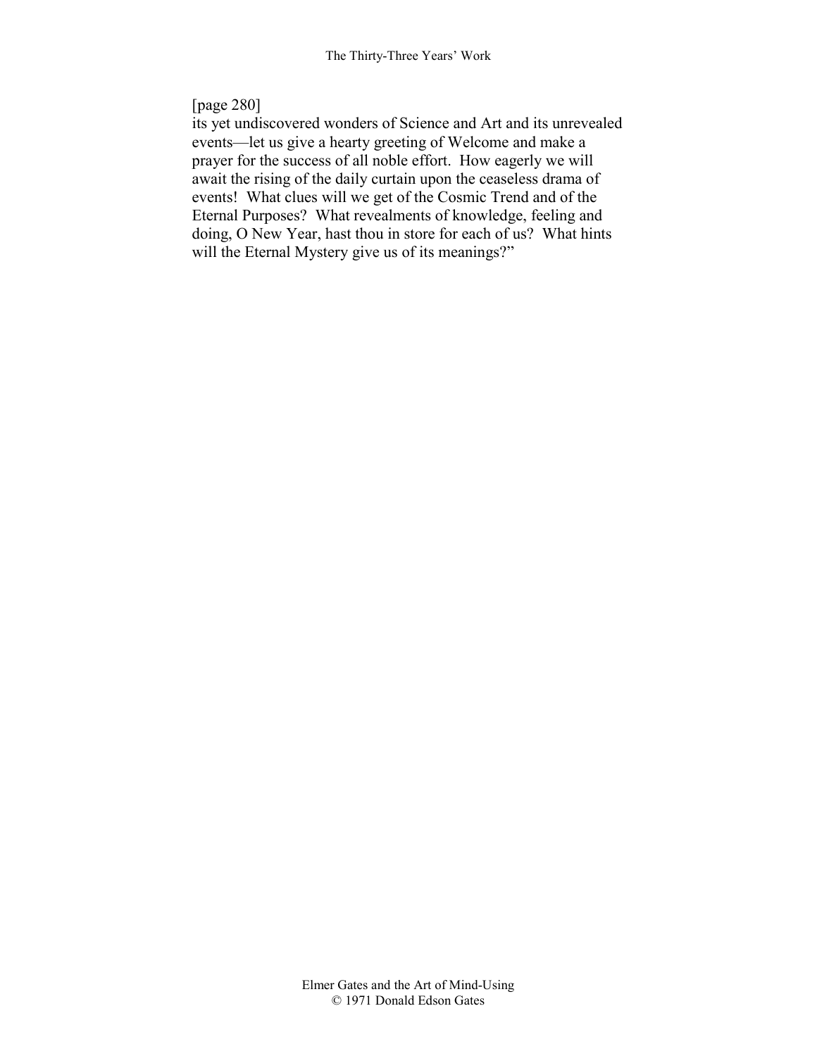[page 280]
its yet undiscovered wonders of Science and Art and its unrevealed events—let us give a hearty greeting of Welcome and make a prayer for the success of all noble effort. How eagerly we will await the rising of the daily curtain upon the ceaseless drama of events! What clues will we get of the Cosmic Trend and of the Eternal Purposes? What revealments of knowledge, feeling and doing, O New Year, hast thou in store for each of us? What hints will the Eternal Mystery give us of its meanings?"